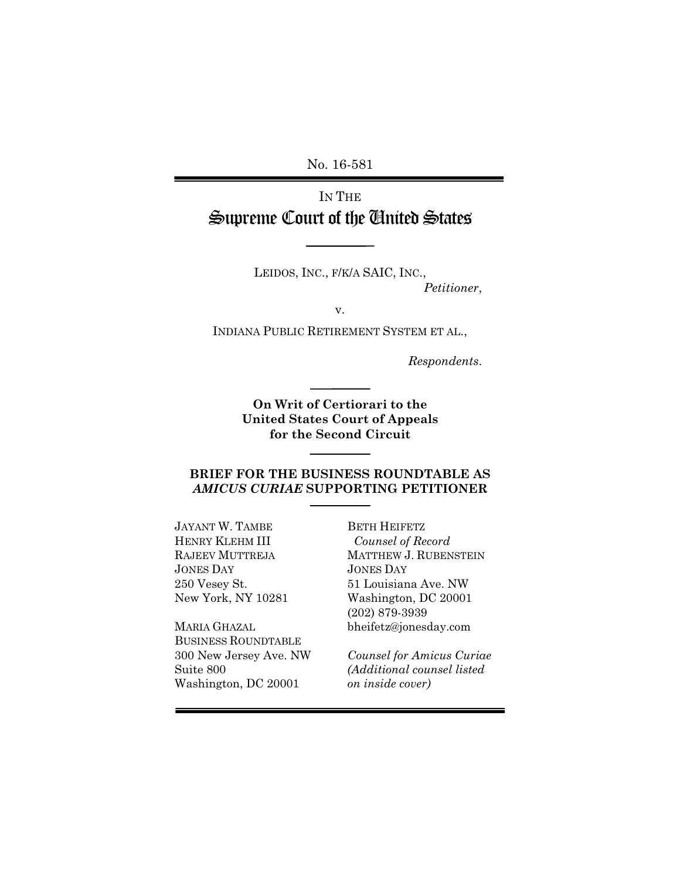No. 16-581

IN THE
# Supreme Court of the United States

LEIDOS, INC., F/K/A SAIC, INC.,
*Petitioner*,

v.

INDIANA PUBLIC RETIREMENT SYSTEM ET AL.,

*Respondents*.

**On Writ of Certiorari to the United States Court of Appeals for the Second Circuit**

**BRIEF FOR THE BUSINESS ROUNDTABLE AS *AMICUS CURIAE* SUPPORTING PETITIONER**

JAYANT W. TAMBE
HENRY KLEHM III
RAJEEV MUTTREJA
JONES DAY
250 Vesey St.
New York, NY 10281

MARIA GHAZAL
BUSINESS ROUNDTABLE
300 New Jersey Ave. NW
Suite 800
Washington, DC 20001

BETH HEIFETZ
*Counsel of Record*
MATTHEW J. RUBENSTEIN
JONES DAY
51 Louisiana Ave. NW
Washington, DC 20001
(202) 879-3939
bheifetz@jonesday.com

*Counsel for Amicus Curiae*
*(Additional counsel listed on inside cover)*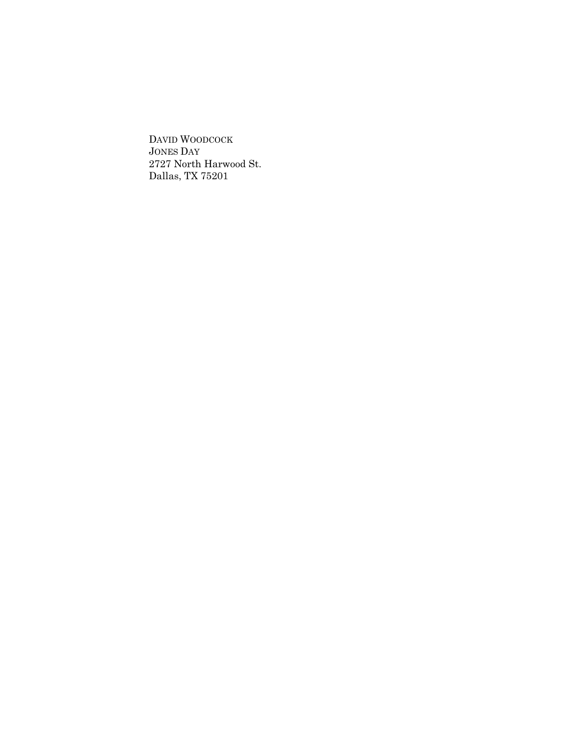DAVID WOODCOCK
JONES DAY
2727 North Harwood St.
Dallas, TX 75201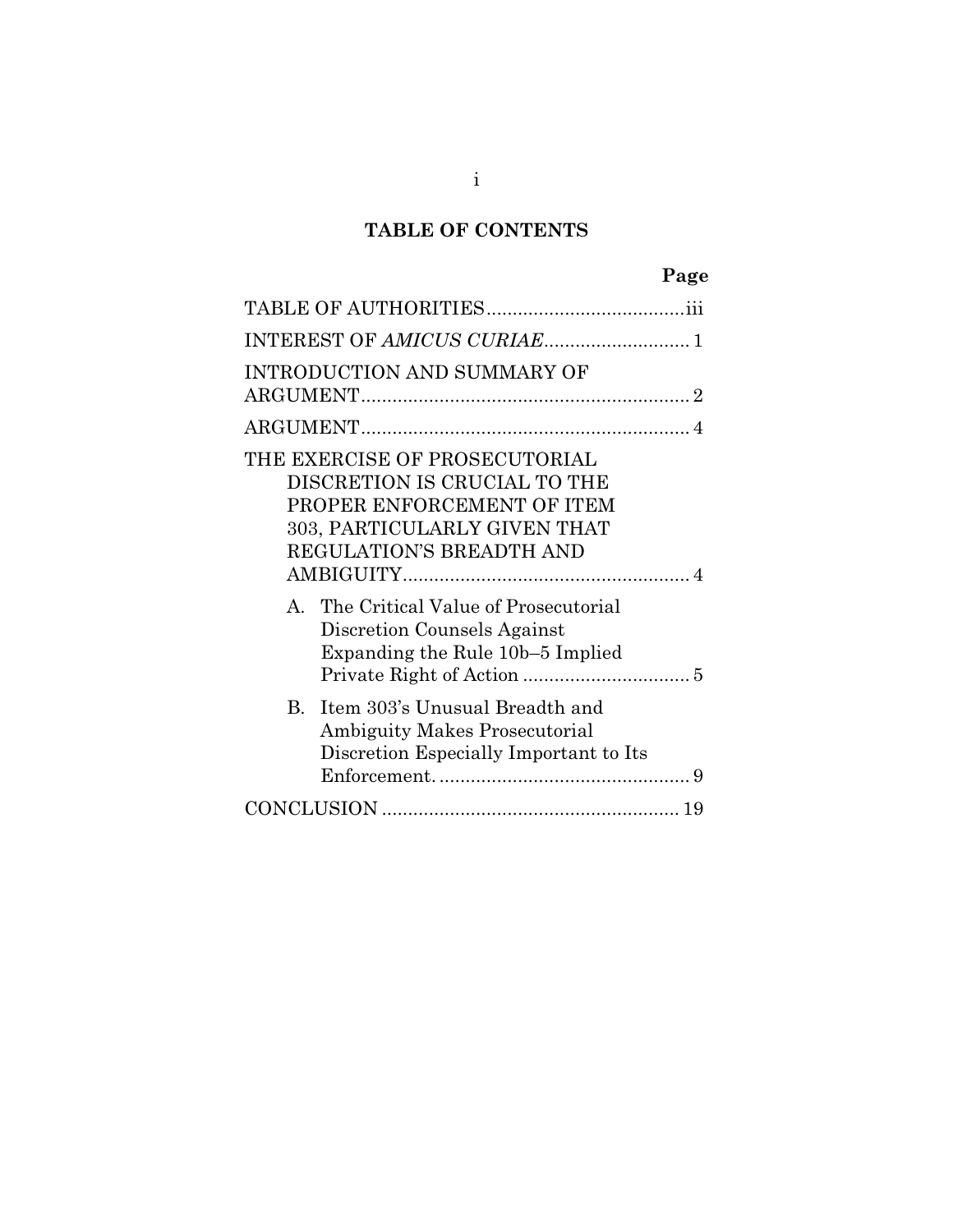## TABLE OF CONTENTS

| | Page |
|---|---|
| TABLE OF AUTHORITIES | iii |
| INTEREST OF *AMICUS CURIAE* | 1 |
| INTRODUCTION AND SUMMARY OF ARGUMENT | 2 |
| ARGUMENT | 4 |
| THE EXERCISE OF PROSECUTORIAL DISCRETION IS CRUCIAL TO THE PROPER ENFORCEMENT OF ITEM 303, PARTICULARLY GIVEN THAT REGULATION'S BREADTH AND AMBIGUITY | 4 |
| A. The Critical Value of Prosecutorial Discretion Counsels Against Expanding the Rule 10b–5 Implied Private Right of Action | 5 |
| B. Item 303's Unusual Breadth and Ambiguity Makes Prosecutorial Discretion Especially Important to Its Enforcement. | 9 |
| CONCLUSION | 19 |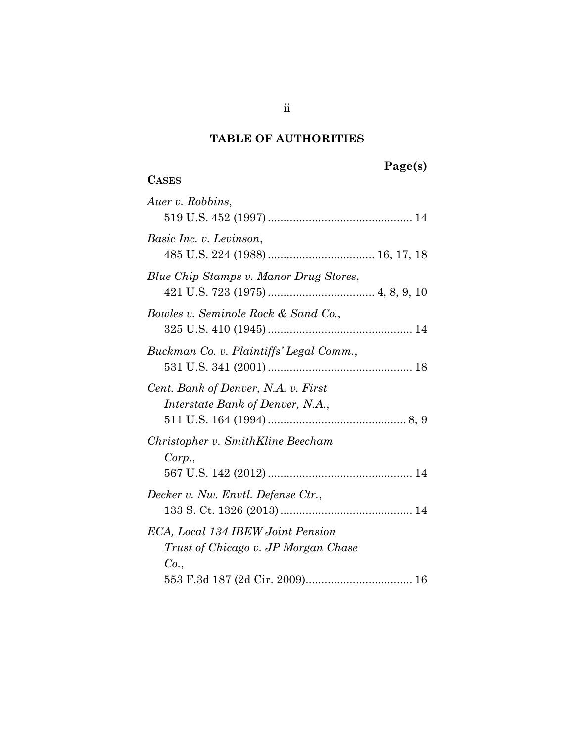## TABLE OF AUTHORITIES

**Page(s)**

**CASES**

*Auer v. Robbins*,
519 U.S. 452 (1997) .............................................. 14

*Basic Inc. v. Levinson*,
485 U.S. 224 (1988) .................................. 16, 17, 18

*Blue Chip Stamps v. Manor Drug Stores*,
421 U.S. 723 (1975) .................................. 4, 8, 9, 10

*Bowles v. Seminole Rock & Sand Co.*,
325 U.S. 410 (1945) .............................................. 14

*Buckman Co. v. Plaintiffs' Legal Comm.*,
531 U.S. 341 (2001) .............................................. 18

*Cent. Bank of Denver, N.A. v. First Interstate Bank of Denver, N.A.*,
511 U.S. 164 (1994) ............................................ 8, 9

*Christopher v. SmithKline Beecham Corp.*,
567 U.S. 142 (2012) .............................................. 14

*Decker v. Nw. Envtl. Defense Ctr.*,
133 S. Ct. 1326 (2013) .......................................... 14

*ECA, Local 134 IBEW Joint Pension Trust of Chicago v. JP Morgan Chase Co.*,
553 F.3d 187 (2d Cir. 2009).................................. 16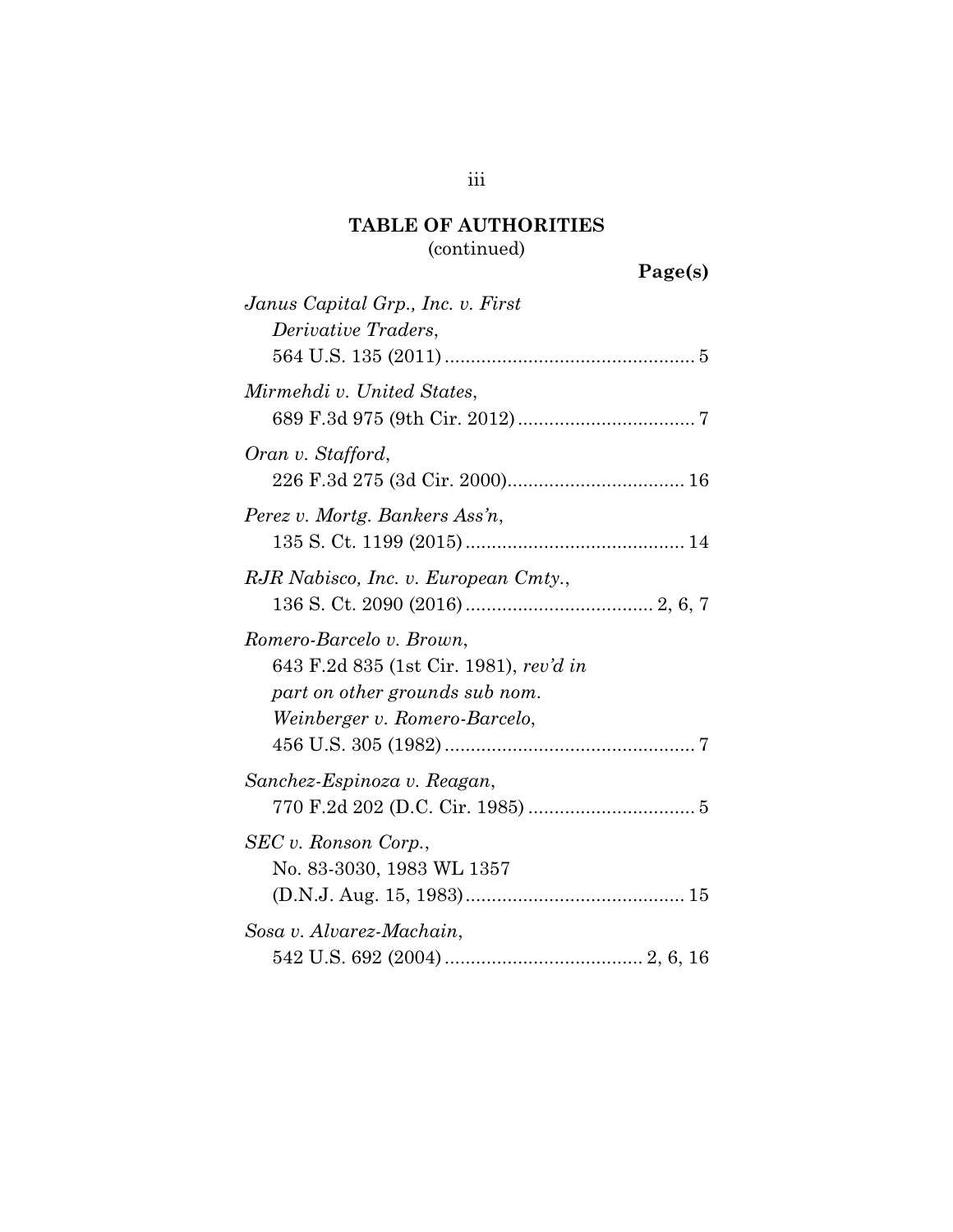**TABLE OF AUTHORITIES**
(continued)

**Page(s)**

*Janus Capital Grp., Inc. v. First Derivative Traders*,
564 U.S. 135 (2011) ................................................ 5

*Mirmehdi v. United States*,
689 F.3d 975 (9th Cir. 2012) .................................. 7

*Oran v. Stafford*,
226 F.3d 275 (3d Cir. 2000) .................................. 16

*Perez v. Mortg. Bankers Ass'n*,
135 S. Ct. 1199 (2015) .......................................... 14

*RJR Nabisco, Inc. v. European Cmty.*,
136 S. Ct. 2090 (2016) .................................... 2, 6, 7

*Romero-Barcelo v. Brown*,
643 F.2d 835 (1st Cir. 1981), *rev'd in part on other grounds sub nom. Weinberger v. Romero-Barcelo*,
456 U.S. 305 (1982) ................................................ 7

*Sanchez-Espinoza v. Reagan*,
770 F.2d 202 (D.C. Cir. 1985) ................................ 5

*SEC v. Ronson Corp.*,
No. 83-3030, 1983 WL 1357
(D.N.J. Aug. 15, 1983) .......................................... 15

*Sosa v. Alvarez-Machain*,
542 U.S. 692 (2004) ...................................... 2, 6, 16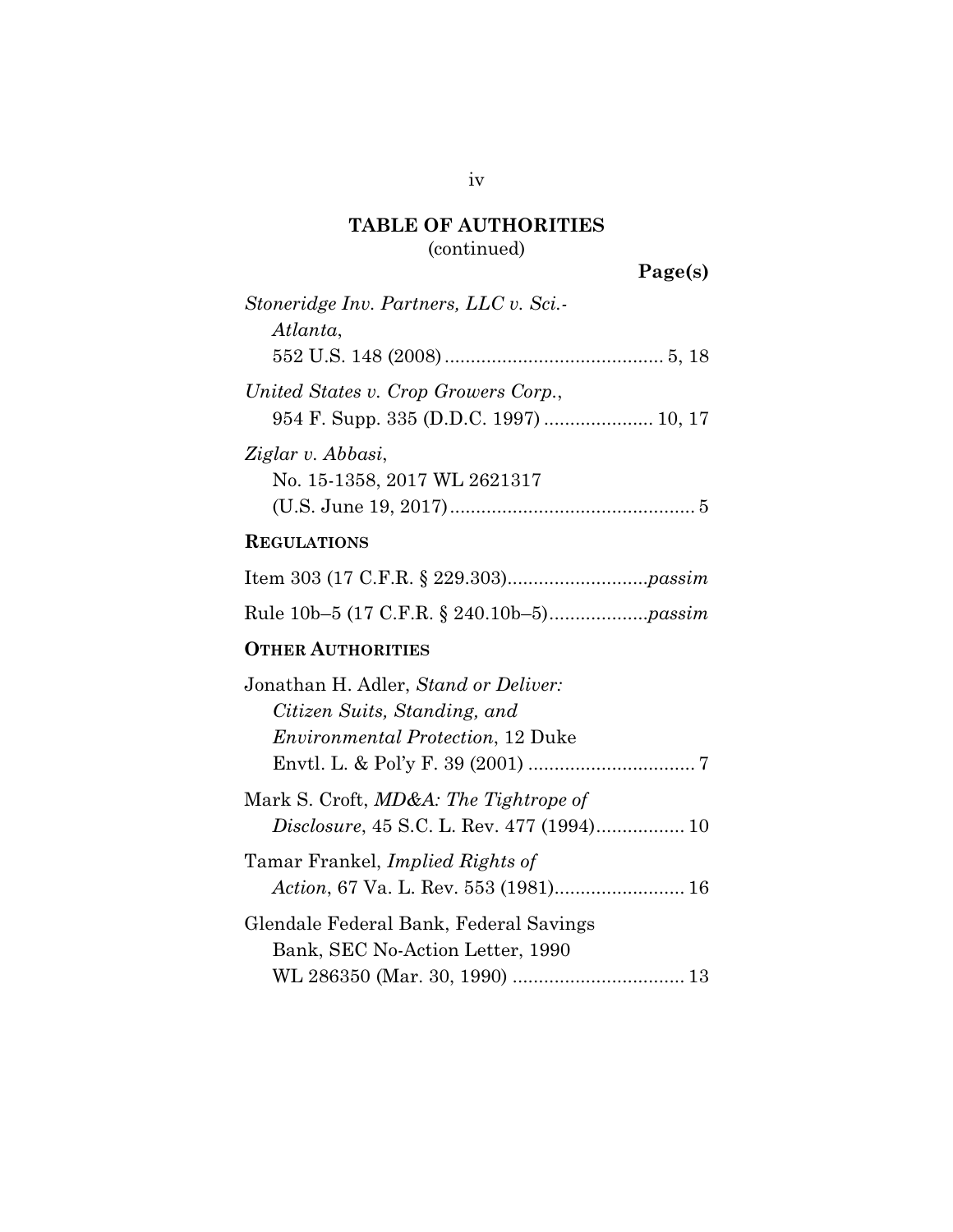## TABLE OF AUTHORITIES
(continued)

**Page(s)**

*Stoneridge Inv. Partners, LLC v. Sci.-Atlanta*, 552 U.S. 148 (2008) .......................................... 5, 18

*United States v. Crop Growers Corp.*, 954 F. Supp. 335 (D.D.C. 1997) ..................... 10, 17

*Ziglar v. Abbasi*, No. 15-1358, 2017 WL 2621317 (U.S. June 19, 2017) ............................................... 5

**REGULATIONS**

Item 303 (17 C.F.R. § 229.303)...........................*passim*

Rule 10b–5 (17 C.F.R. § 240.10b–5)...................*passim*

**OTHER AUTHORITIES**

Jonathan H. Adler, *Stand or Deliver: Citizen Suits, Standing, and Environmental Protection*, 12 Duke Envtl. L. & Pol'y F. 39 (2001) ................................ 7

Mark S. Croft, *MD&A: The Tightrope of Disclosure*, 45 S.C. L. Rev. 477 (1994)................. 10

Tamar Frankel, *Implied Rights of Action*, 67 Va. L. Rev. 553 (1981)......................... 16

Glendale Federal Bank, Federal Savings Bank, SEC No-Action Letter, 1990 WL 286350 (Mar. 30, 1990) ................................. 13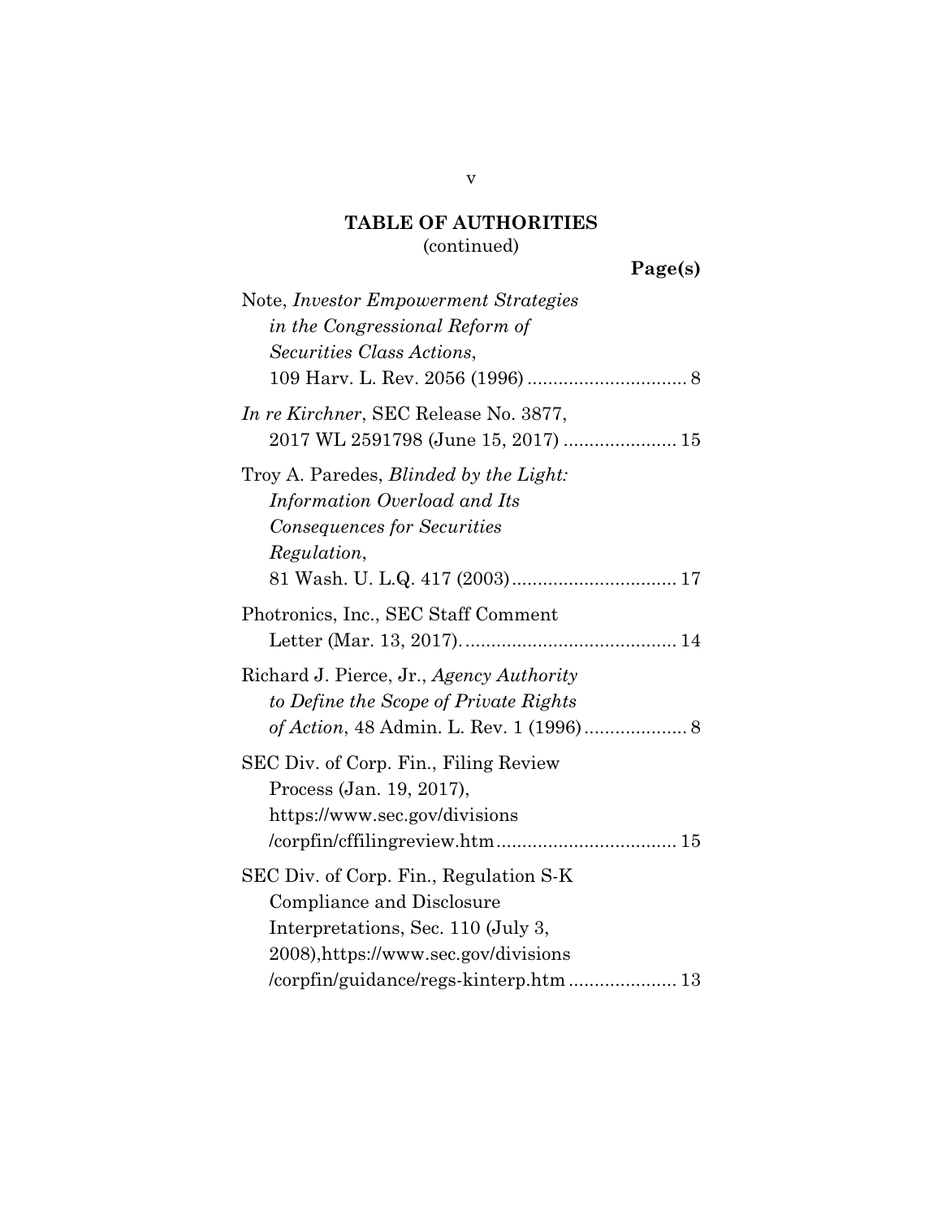## TABLE OF AUTHORITIES
(continued)

**Page(s)**

Note, *Investor Empowerment Strategies in the Congressional Reform of Securities Class Actions*, 109 Harv. L. Rev. 2056 (1996) ............................... 8

*In re Kirchner*, SEC Release No. 3877, 2017 WL 2591798 (June 15, 2017) ...................... 15

Troy A. Paredes, *Blinded by the Light: Information Overload and Its Consequences for Securities Regulation*, 81 Wash. U. L.Q. 417 (2003)................................ 17

Photronics, Inc., SEC Staff Comment Letter (Mar. 13, 2017). ......................................... 14

Richard J. Pierce, Jr., *Agency Authority to Define the Scope of Private Rights of Action*, 48 Admin. L. Rev. 1 (1996).................... 8

SEC Div. of Corp. Fin., Filing Review Process (Jan. 19, 2017), https://www.sec.gov/divisions /corpfin/cffilingreview.htm.................................. 15

SEC Div. of Corp. Fin., Regulation S-K Compliance and Disclosure Interpretations, Sec. 110 (July 3, 2008),https://www.sec.gov/divisions /corpfin/guidance/regs-kinterp.htm..................... 13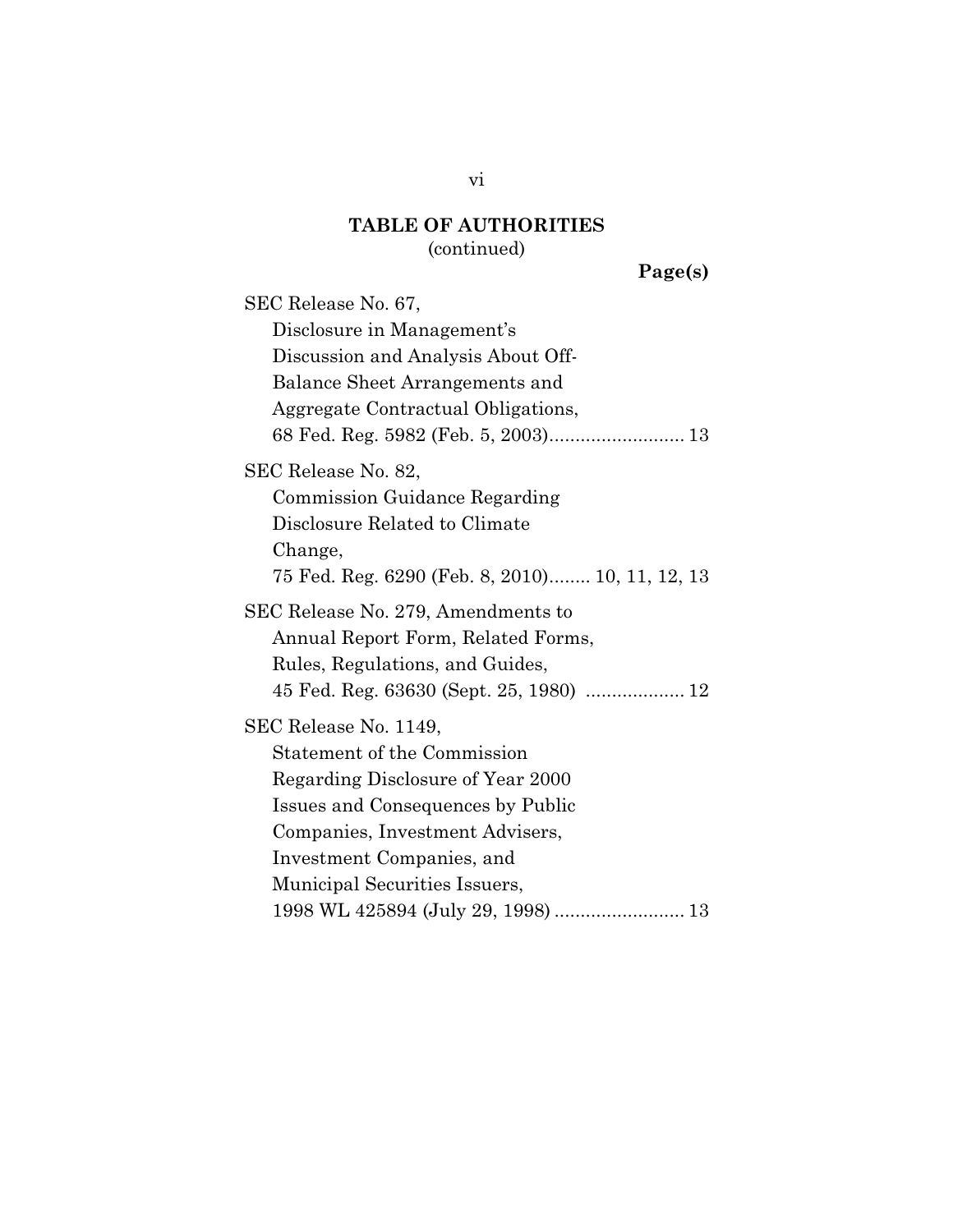**TABLE OF AUTHORITIES**
(continued)

**Page(s)**

SEC Release No. 67,
Disclosure in Management's Discussion and Analysis About Off-Balance Sheet Arrangements and Aggregate Contractual Obligations,
68 Fed. Reg. 5982 (Feb. 5, 2003).......................... 13

SEC Release No. 82,
Commission Guidance Regarding Disclosure Related to Climate Change,
75 Fed. Reg. 6290 (Feb. 8, 2010)........ 10, 11, 12, 13

SEC Release No. 279, Amendments to Annual Report Form, Related Forms, Rules, Regulations, and Guides,
45 Fed. Reg. 63630 (Sept. 25, 1980) ................... 12

SEC Release No. 1149,
Statement of the Commission Regarding Disclosure of Year 2000 Issues and Consequences by Public Companies, Investment Advisers, Investment Companies, and Municipal Securities Issuers,
1998 WL 425894 (July 29, 1998) ......................... 13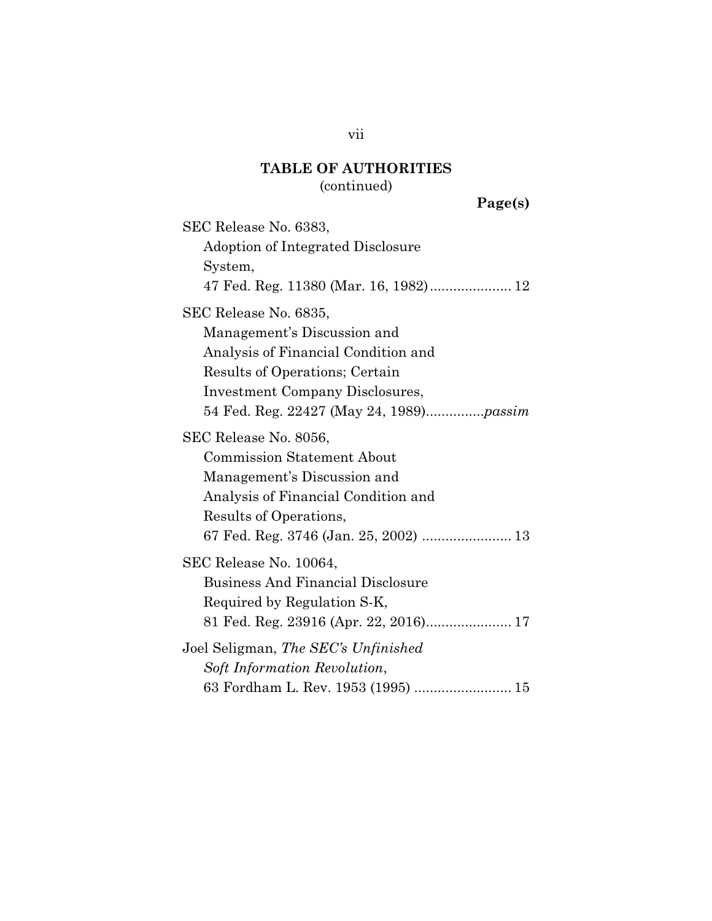**TABLE OF AUTHORITIES**
(continued)

**Page(s)**

SEC Release No. 6383,
Adoption of Integrated Disclosure System,
47 Fed. Reg. 11380 (Mar. 16, 1982) ..................... 12

SEC Release No. 6835,
Management's Discussion and Analysis of Financial Condition and Results of Operations; Certain Investment Company Disclosures,
54 Fed. Reg. 22427 (May 24, 1989) ..............*passim*

SEC Release No. 8056,
Commission Statement About Management's Discussion and Analysis of Financial Condition and Results of Operations,
67 Fed. Reg. 3746 (Jan. 25, 2002) ....................... 13

SEC Release No. 10064,
Business And Financial Disclosure Required by Regulation S-K,
81 Fed. Reg. 23916 (Apr. 22, 2016) ...................... 17

Joel Seligman, *The SEC's Unfinished Soft Information Revolution*,
63 Fordham L. Rev. 1953 (1995) ......................... 15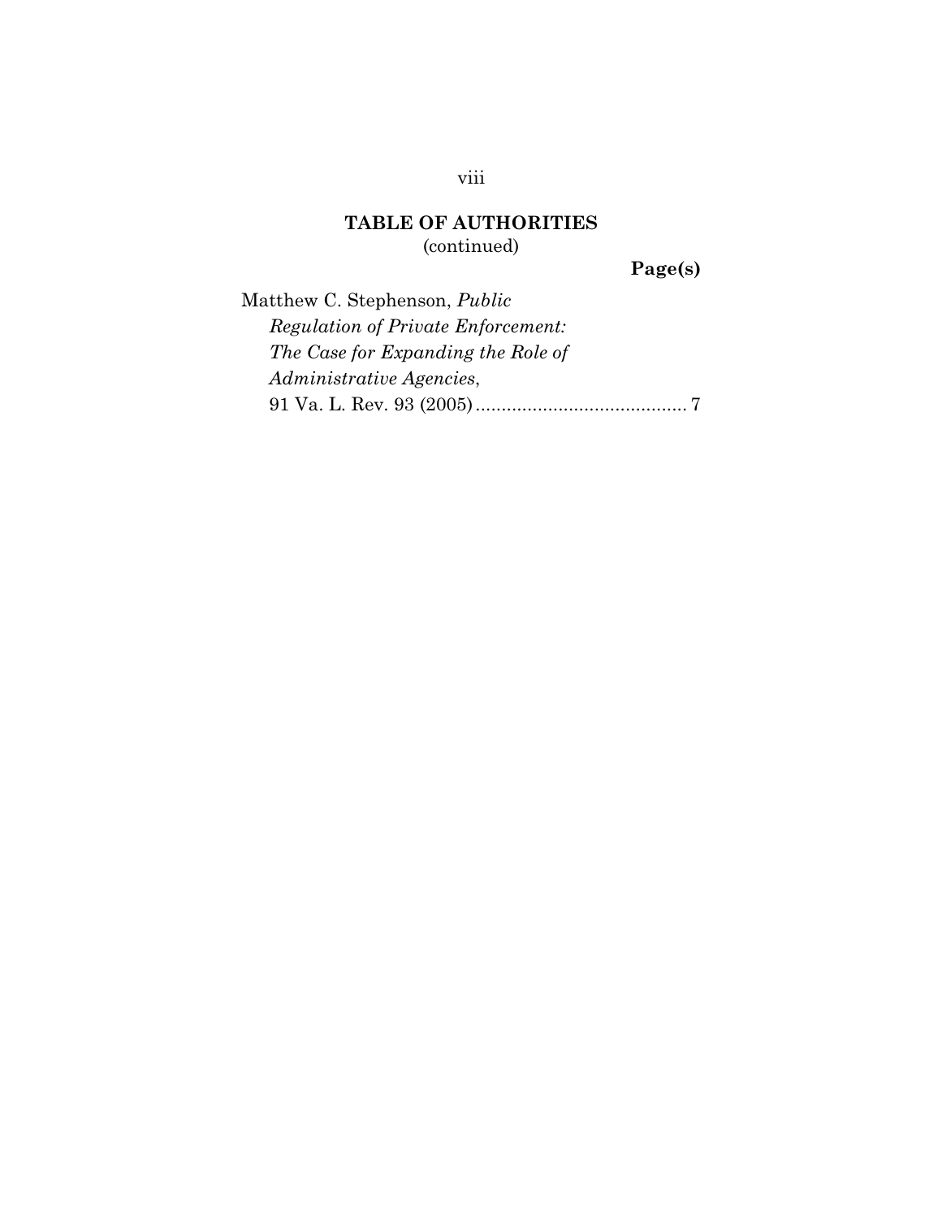## TABLE OF AUTHORITIES
(continued)

**Page(s)**

Matthew C. Stephenson, *Public Regulation of Private Enforcement: The Case for Expanding the Role of Administrative Agencies*, 91 Va. L. Rev. 93 (2005) .......................................... 7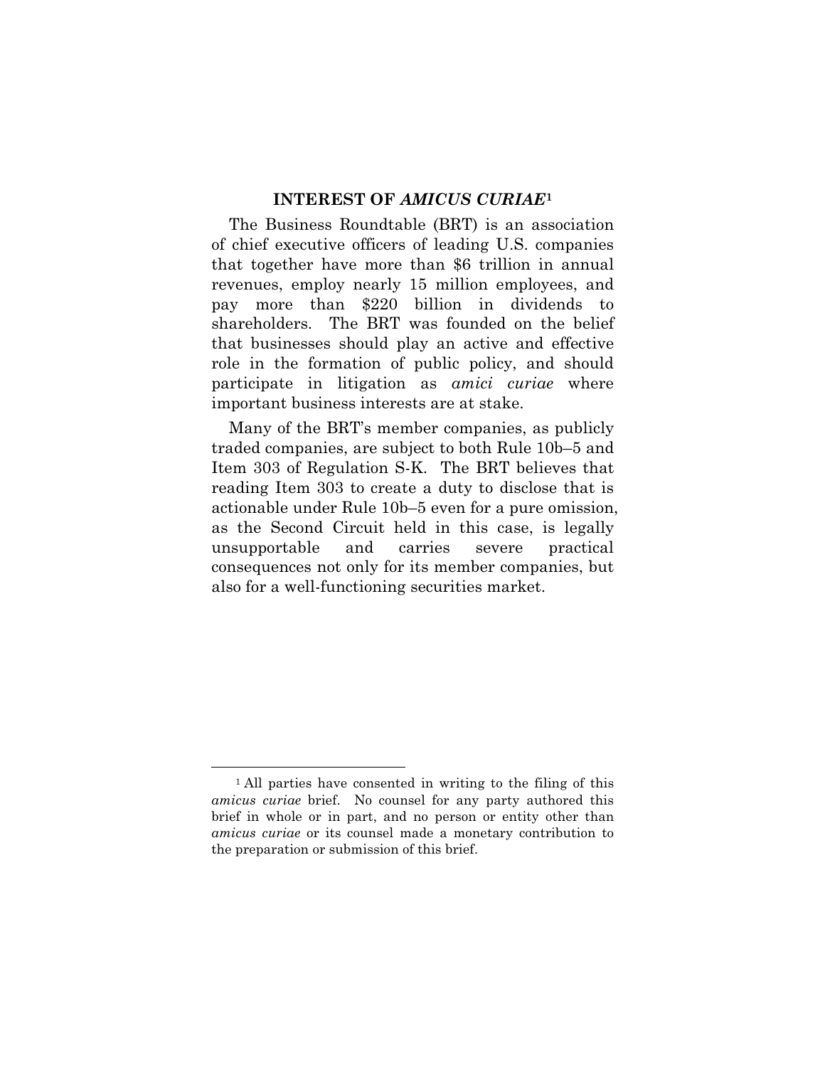## INTEREST OF *AMICUS CURIAE*[1]

The Business Roundtable (BRT) is an association of chief executive officers of leading U.S. companies that together have more than $6 trillion in annual revenues, employ nearly 15 million employees, and pay more than $220 billion in dividends to shareholders. The BRT was founded on the belief that businesses should play an active and effective role in the formation of public policy, and should participate in litigation as *amici curiae* where important business interests are at stake.

Many of the BRT's member companies, as publicly traded companies, are subject to both Rule 10b–5 and Item 303 of Regulation S-K. The BRT believes that reading Item 303 to create a duty to disclose that is actionable under Rule 10b–5 even for a pure omission, as the Second Circuit held in this case, is legally unsupportable and carries severe practical consequences not only for its member companies, but also for a well-functioning securities market.

[1] All parties have consented in writing to the filing of this *amicus curiae* brief. No counsel for any party authored this brief in whole or in part, and no person or entity other than *amicus curiae* or its counsel made a monetary contribution to the preparation or submission of this brief.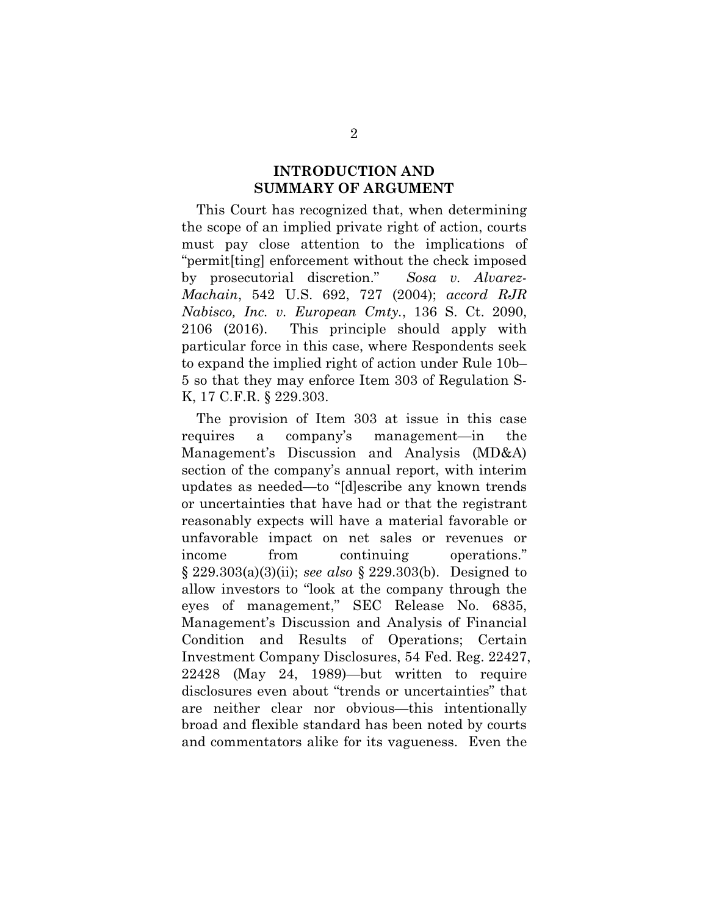## INTRODUCTION AND SUMMARY OF ARGUMENT

This Court has recognized that, when determining the scope of an implied private right of action, courts must pay close attention to the implications of "permit[ting] enforcement without the check imposed by prosecutorial discretion." *Sosa v. Alvarez-Machain*, 542 U.S. 692, 727 (2004); *accord RJR Nabisco, Inc. v. European Cmty.*, 136 S. Ct. 2090, 2106 (2016). This principle should apply with particular force in this case, where Respondents seek to expand the implied right of action under Rule 10b–5 so that they may enforce Item 303 of Regulation S-K, 17 C.F.R. § 229.303.

The provision of Item 303 at issue in this case requires a company's management—in the Management's Discussion and Analysis (MD&A) section of the company's annual report, with interim updates as needed—to "[d]escribe any known trends or uncertainties that have had or that the registrant reasonably expects will have a material favorable or unfavorable impact on net sales or revenues or income from continuing operations." § 229.303(a)(3)(ii); *see also* § 229.303(b). Designed to allow investors to "look at the company through the eyes of management," SEC Release No. 6835, Management's Discussion and Analysis of Financial Condition and Results of Operations; Certain Investment Company Disclosures, 54 Fed. Reg. 22427, 22428 (May 24, 1989)—but written to require disclosures even about "trends or uncertainties" that are neither clear nor obvious—this intentionally broad and flexible standard has been noted by courts and commentators alike for its vagueness. Even the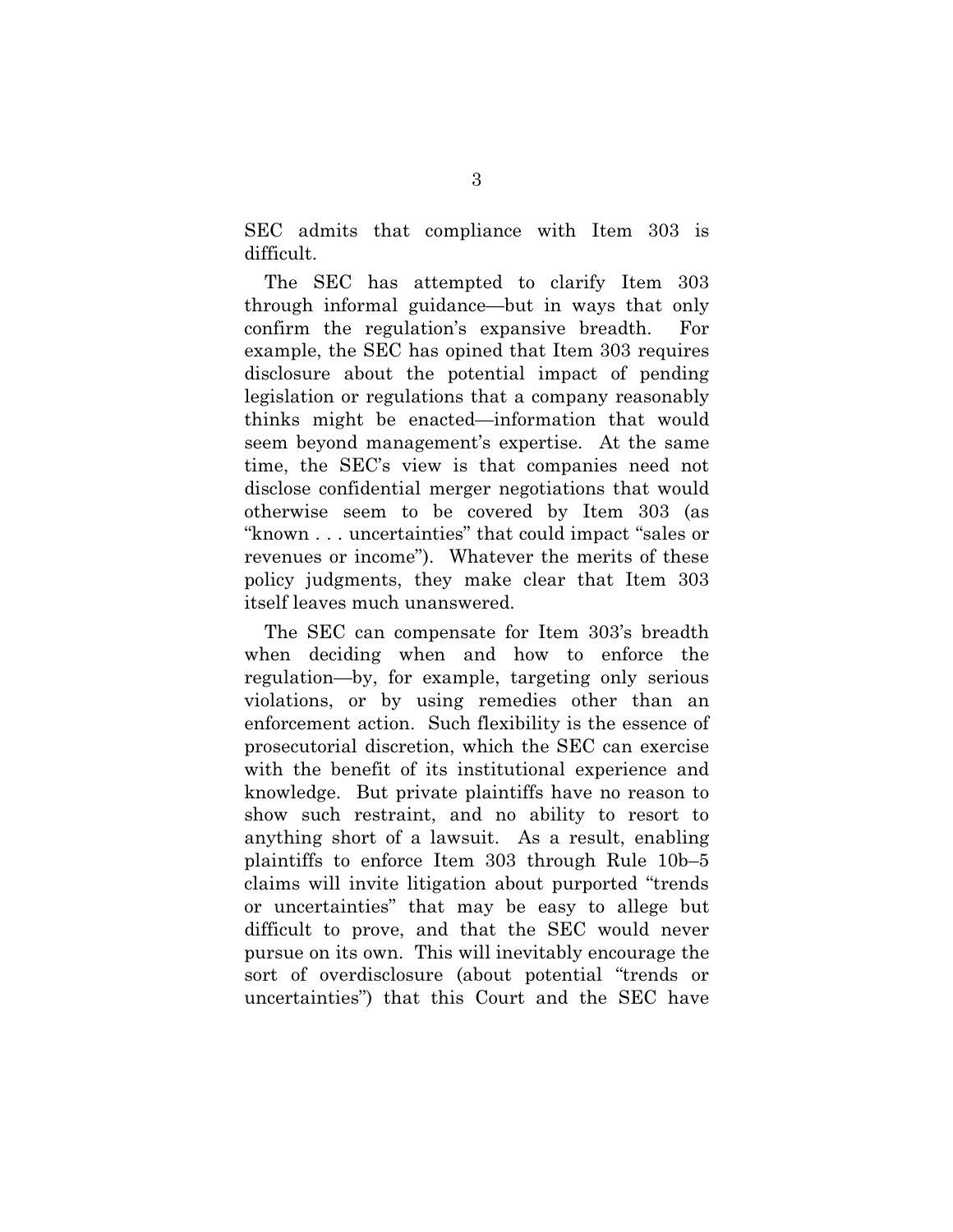SEC admits that compliance with Item 303 is difficult.

The SEC has attempted to clarify Item 303 through informal guidance—but in ways that only confirm the regulation's expansive breadth. For example, the SEC has opined that Item 303 requires disclosure about the potential impact of pending legislation or regulations that a company reasonably thinks might be enacted—information that would seem beyond management's expertise. At the same time, the SEC's view is that companies need not disclose confidential merger negotiations that would otherwise seem to be covered by Item 303 (as "known . . . uncertainties" that could impact "sales or revenues or income"). Whatever the merits of these policy judgments, they make clear that Item 303 itself leaves much unanswered.

The SEC can compensate for Item 303's breadth when deciding when and how to enforce the regulation—by, for example, targeting only serious violations, or by using remedies other than an enforcement action. Such flexibility is the essence of prosecutorial discretion, which the SEC can exercise with the benefit of its institutional experience and knowledge. But private plaintiffs have no reason to show such restraint, and no ability to resort to anything short of a lawsuit. As a result, enabling plaintiffs to enforce Item 303 through Rule 10b–5 claims will invite litigation about purported "trends or uncertainties" that may be easy to allege but difficult to prove, and that the SEC would never pursue on its own. This will inevitably encourage the sort of overdisclosure (about potential "trends or uncertainties") that this Court and the SEC have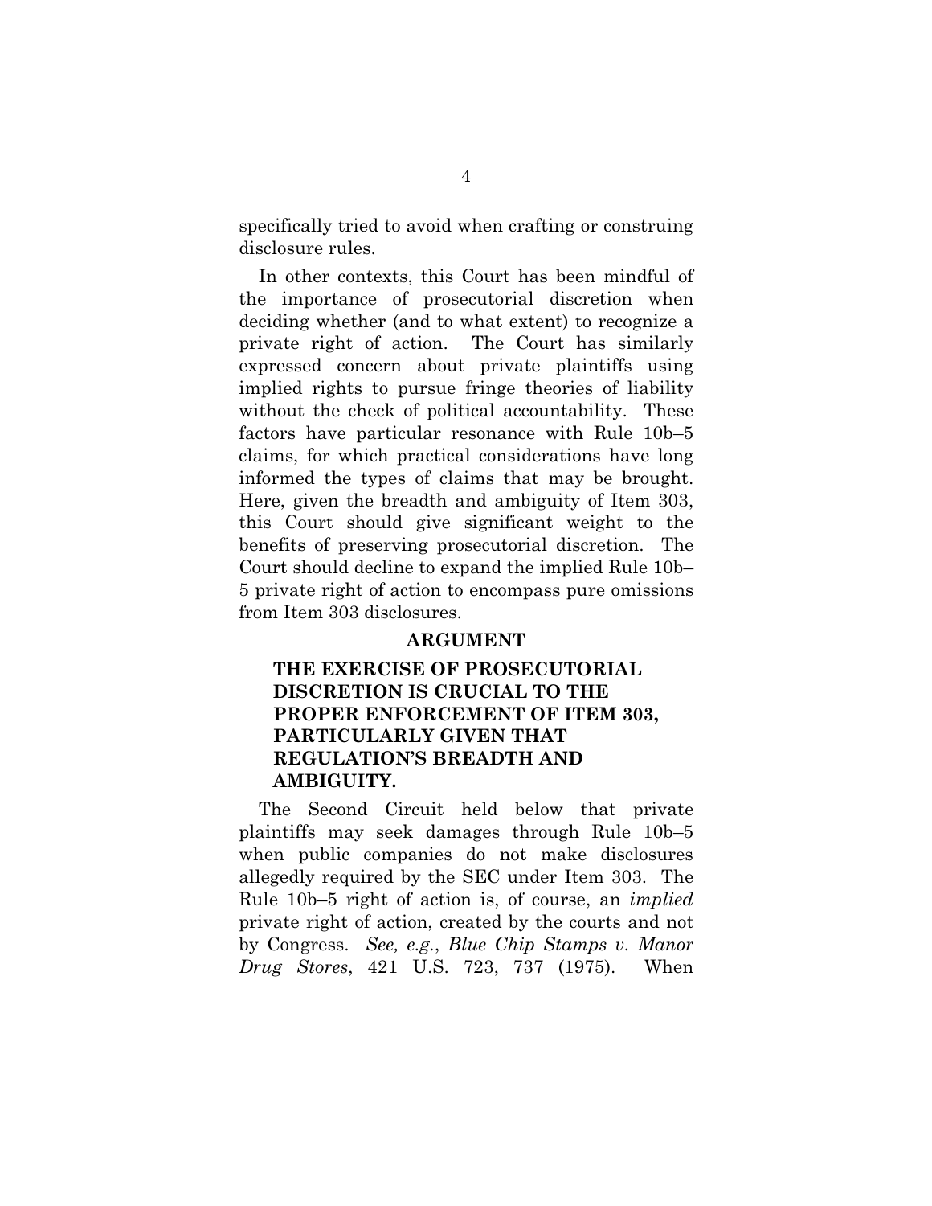specifically tried to avoid when crafting or construing disclosure rules.

In other contexts, this Court has been mindful of the importance of prosecutorial discretion when deciding whether (and to what extent) to recognize a private right of action. The Court has similarly expressed concern about private plaintiffs using implied rights to pursue fringe theories of liability without the check of political accountability. These factors have particular resonance with Rule 10b–5 claims, for which practical considerations have long informed the types of claims that may be brought. Here, given the breadth and ambiguity of Item 303, this Court should give significant weight to the benefits of preserving prosecutorial discretion. The Court should decline to expand the implied Rule 10b–5 private right of action to encompass pure omissions from Item 303 disclosures.

## ARGUMENT

### THE EXERCISE OF PROSECUTORIAL DISCRETION IS CRUCIAL TO THE PROPER ENFORCEMENT OF ITEM 303, PARTICULARLY GIVEN THAT REGULATION'S BREADTH AND AMBIGUITY.

The Second Circuit held below that private plaintiffs may seek damages through Rule 10b–5 when public companies do not make disclosures allegedly required by the SEC under Item 303. The Rule 10b–5 right of action is, of course, an *implied* private right of action, created by the courts and not by Congress. *See, e.g.*, *Blue Chip Stamps v. Manor Drug Stores*, 421 U.S. 723, 737 (1975). When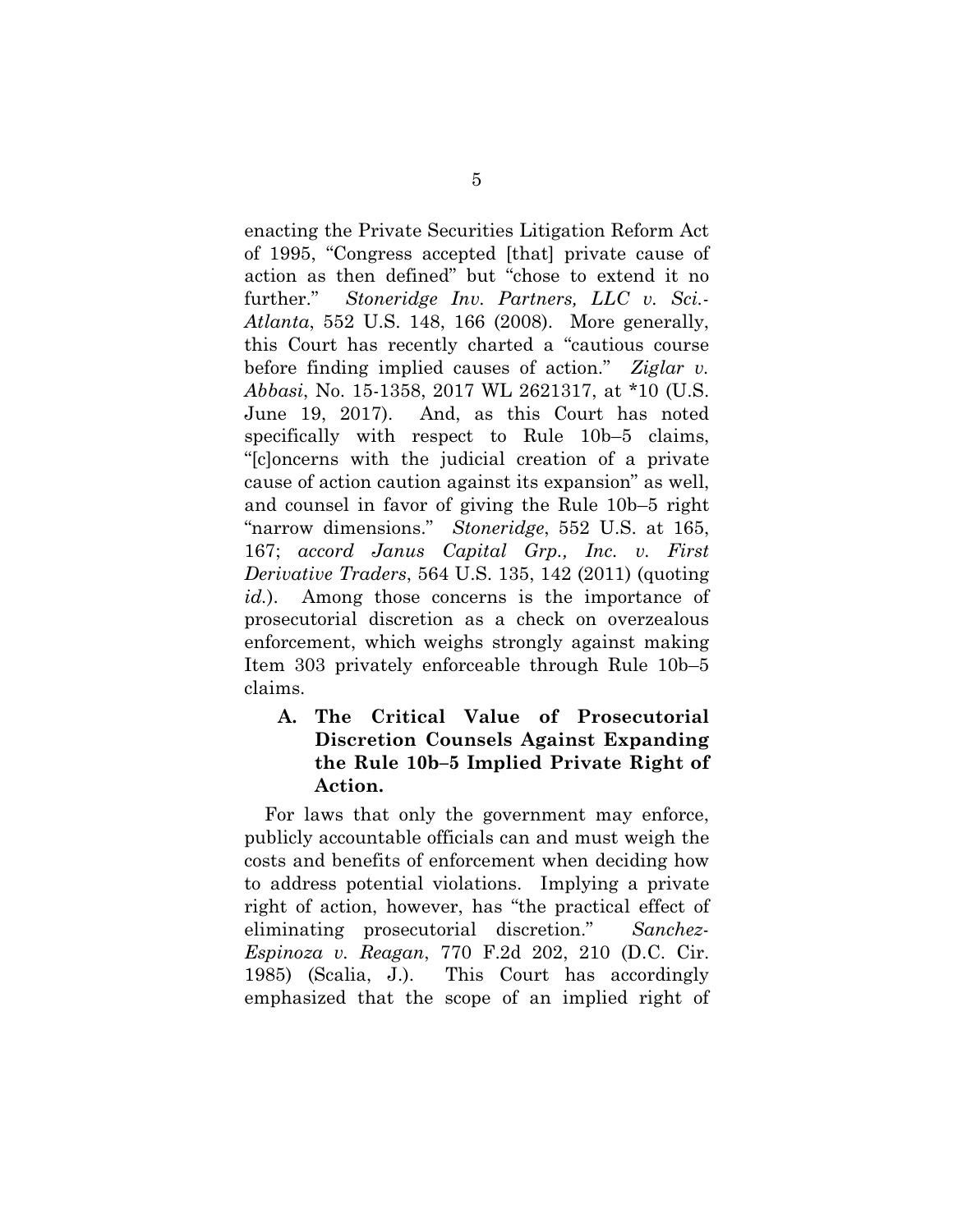enacting the Private Securities Litigation Reform Act of 1995, "Congress accepted [that] private cause of action as then defined" but "chose to extend it no further." *Stoneridge Inv. Partners, LLC v. Sci.-Atlanta*, 552 U.S. 148, 166 (2008). More generally, this Court has recently charted a "cautious course before finding implied causes of action." *Ziglar v. Abbasi*, No. 15-1358, 2017 WL 2621317, at *10 (U.S. June 19, 2017). And, as this Court has noted specifically with respect to Rule 10b–5 claims, "[c]oncerns with the judicial creation of a private cause of action caution against its expansion" as well, and counsel in favor of giving the Rule 10b–5 right "narrow dimensions." *Stoneridge*, 552 U.S. at 165, 167; *accord Janus Capital Grp., Inc. v. First Derivative Traders*, 564 U.S. 135, 142 (2011) (quoting *id.*). Among those concerns is the importance of prosecutorial discretion as a check on overzealous enforcement, which weighs strongly against making Item 303 privately enforceable through Rule 10b–5 claims.

### A. The Critical Value of Prosecutorial Discretion Counsels Against Expanding the Rule 10b–5 Implied Private Right of Action.

For laws that only the government may enforce, publicly accountable officials can and must weigh the costs and benefits of enforcement when deciding how to address potential violations. Implying a private right of action, however, has "the practical effect of eliminating prosecutorial discretion." *Sanchez-Espinoza v. Reagan*, 770 F.2d 202, 210 (D.C. Cir. 1985) (Scalia, J.). This Court has accordingly emphasized that the scope of an implied right of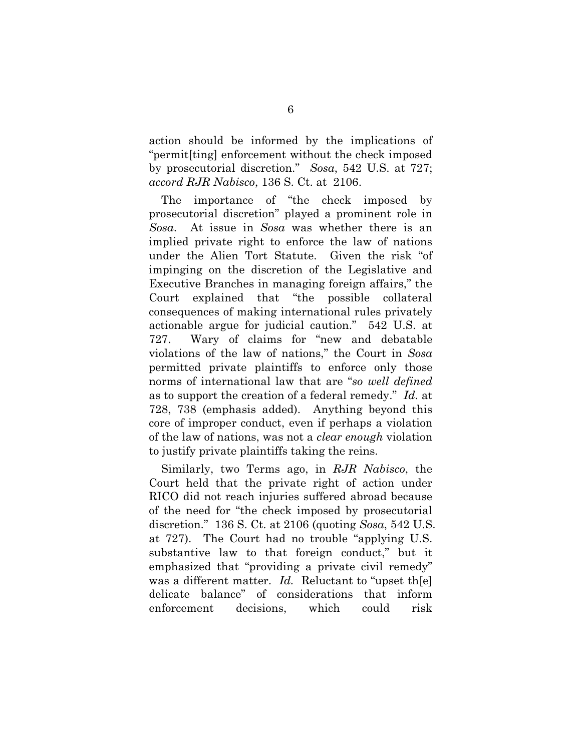action should be informed by the implications of "permit[ting] enforcement without the check imposed by prosecutorial discretion." *Sosa*, 542 U.S. at 727; *accord RJR Nabisco*, 136 S. Ct. at 2106.

The importance of "the check imposed by prosecutorial discretion" played a prominent role in *Sosa*. At issue in *Sosa* was whether there is an implied private right to enforce the law of nations under the Alien Tort Statute. Given the risk "of impinging on the discretion of the Legislative and Executive Branches in managing foreign affairs," the Court explained that "the possible collateral consequences of making international rules privately actionable argue for judicial caution." 542 U.S. at 727. Wary of claims for "new and debatable violations of the law of nations," the Court in *Sosa* permitted private plaintiffs to enforce only those norms of international law that are "*so well defined* as to support the creation of a federal remedy." *Id.* at 728, 738 (emphasis added). Anything beyond this core of improper conduct, even if perhaps a violation of the law of nations, was not a *clear enough* violation to justify private plaintiffs taking the reins.

Similarly, two Terms ago, in *RJR Nabisco*, the Court held that the private right of action under RICO did not reach injuries suffered abroad because of the need for "the check imposed by prosecutorial discretion." 136 S. Ct. at 2106 (quoting *Sosa*, 542 U.S. at 727). The Court had no trouble "applying U.S. substantive law to that foreign conduct," but it emphasized that "providing a private civil remedy" was a different matter. *Id.* Reluctant to "upset th[e] delicate balance" of considerations that inform enforcement decisions, which could risk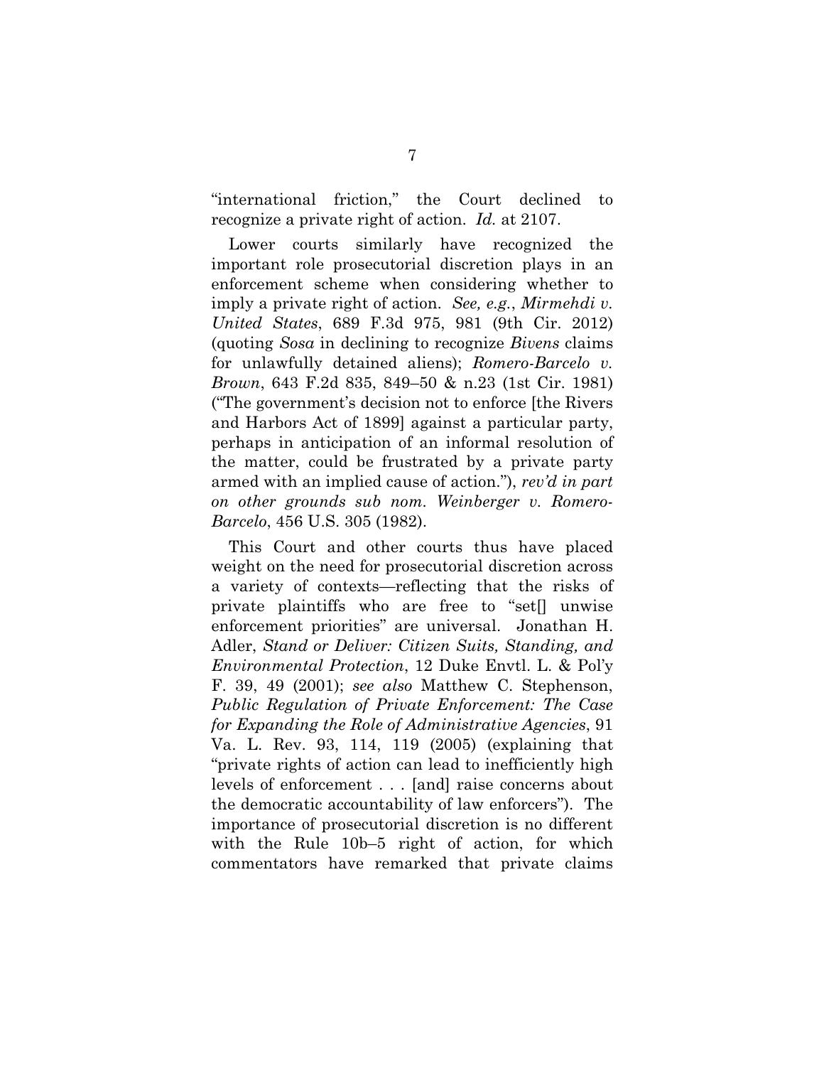"international friction," the Court declined to recognize a private right of action. *Id.* at 2107.

Lower courts similarly have recognized the important role prosecutorial discretion plays in an enforcement scheme when considering whether to imply a private right of action. *See, e.g.*, *Mirmehdi v. United States*, 689 F.3d 975, 981 (9th Cir. 2012) (quoting *Sosa* in declining to recognize *Bivens* claims for unlawfully detained aliens); *Romero-Barcelo v. Brown*, 643 F.2d 835, 849–50 & n.23 (1st Cir. 1981) ("The government's decision not to enforce [the Rivers and Harbors Act of 1899] against a particular party, perhaps in anticipation of an informal resolution of the matter, could be frustrated by a private party armed with an implied cause of action."), *rev'd in part on other grounds sub nom. Weinberger v. Romero-Barcelo*, 456 U.S. 305 (1982).

This Court and other courts thus have placed weight on the need for prosecutorial discretion across a variety of contexts—reflecting that the risks of private plaintiffs who are free to "set[] unwise enforcement priorities" are universal. Jonathan H. Adler, *Stand or Deliver: Citizen Suits, Standing, and Environmental Protection*, 12 Duke Envtl. L. & Pol'y F. 39, 49 (2001); *see also* Matthew C. Stephenson, *Public Regulation of Private Enforcement: The Case for Expanding the Role of Administrative Agencies*, 91 Va. L. Rev. 93, 114, 119 (2005) (explaining that "private rights of action can lead to inefficiently high levels of enforcement . . . [and] raise concerns about the democratic accountability of law enforcers"). The importance of prosecutorial discretion is no different with the Rule 10b–5 right of action, for which commentators have remarked that private claims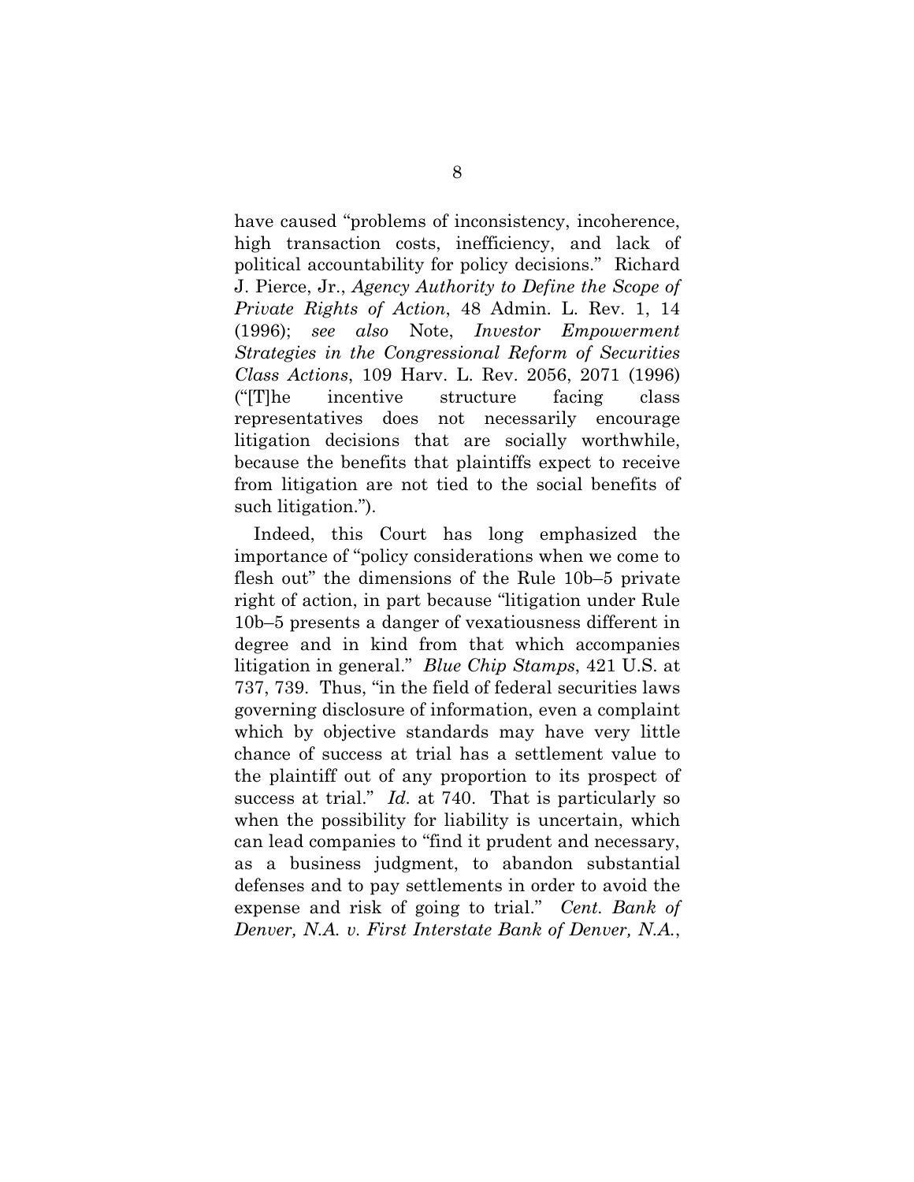have caused "problems of inconsistency, incoherence, high transaction costs, inefficiency, and lack of political accountability for policy decisions." Richard J. Pierce, Jr., *Agency Authority to Define the Scope of Private Rights of Action*, 48 Admin. L. Rev. 1, 14 (1996); *see also* Note, *Investor Empowerment Strategies in the Congressional Reform of Securities Class Actions*, 109 Harv. L. Rev. 2056, 2071 (1996) ("[T]he incentive structure facing class representatives does not necessarily encourage litigation decisions that are socially worthwhile, because the benefits that plaintiffs expect to receive from litigation are not tied to the social benefits of such litigation.").

Indeed, this Court has long emphasized the importance of "policy considerations when we come to flesh out" the dimensions of the Rule 10b–5 private right of action, in part because "litigation under Rule 10b–5 presents a danger of vexatiousness different in degree and in kind from that which accompanies litigation in general." *Blue Chip Stamps*, 421 U.S. at 737, 739. Thus, "in the field of federal securities laws governing disclosure of information, even a complaint which by objective standards may have very little chance of success at trial has a settlement value to the plaintiff out of any proportion to its prospect of success at trial." *Id.* at 740. That is particularly so when the possibility for liability is uncertain, which can lead companies to "find it prudent and necessary, as a business judgment, to abandon substantial defenses and to pay settlements in order to avoid the expense and risk of going to trial." *Cent. Bank of Denver, N.A. v. First Interstate Bank of Denver, N.A.*,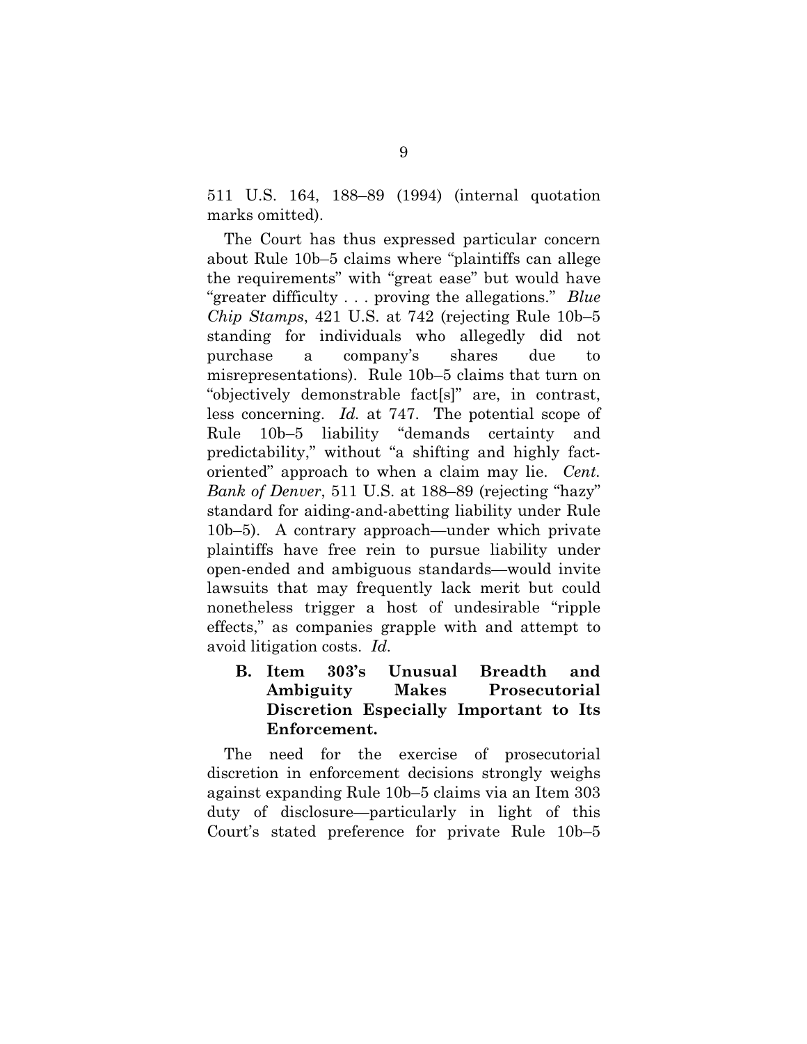511 U.S. 164, 188–89 (1994) (internal quotation marks omitted).

The Court has thus expressed particular concern about Rule 10b–5 claims where "plaintiffs can allege the requirements" with "great ease" but would have "greater difficulty . . . proving the allegations." *Blue Chip Stamps*, 421 U.S. at 742 (rejecting Rule 10b–5 standing for individuals who allegedly did not purchase a company's shares due to misrepresentations). Rule 10b–5 claims that turn on "objectively demonstrable fact[s]" are, in contrast, less concerning. *Id.* at 747. The potential scope of Rule 10b–5 liability "demands certainty and predictability," without "a shifting and highly fact-oriented" approach to when a claim may lie. *Cent. Bank of Denver*, 511 U.S. at 188–89 (rejecting "hazy" standard for aiding-and-abetting liability under Rule 10b–5). A contrary approach—under which private plaintiffs have free rein to pursue liability under open-ended and ambiguous standards—would invite lawsuits that may frequently lack merit but could nonetheless trigger a host of undesirable "ripple effects," as companies grapple with and attempt to avoid litigation costs. *Id.*

### B. Item 303's Unusual Breadth and Ambiguity Makes Prosecutorial Discretion Especially Important to Its Enforcement.

The need for the exercise of prosecutorial discretion in enforcement decisions strongly weighs against expanding Rule 10b–5 claims via an Item 303 duty of disclosure—particularly in light of this Court's stated preference for private Rule 10b–5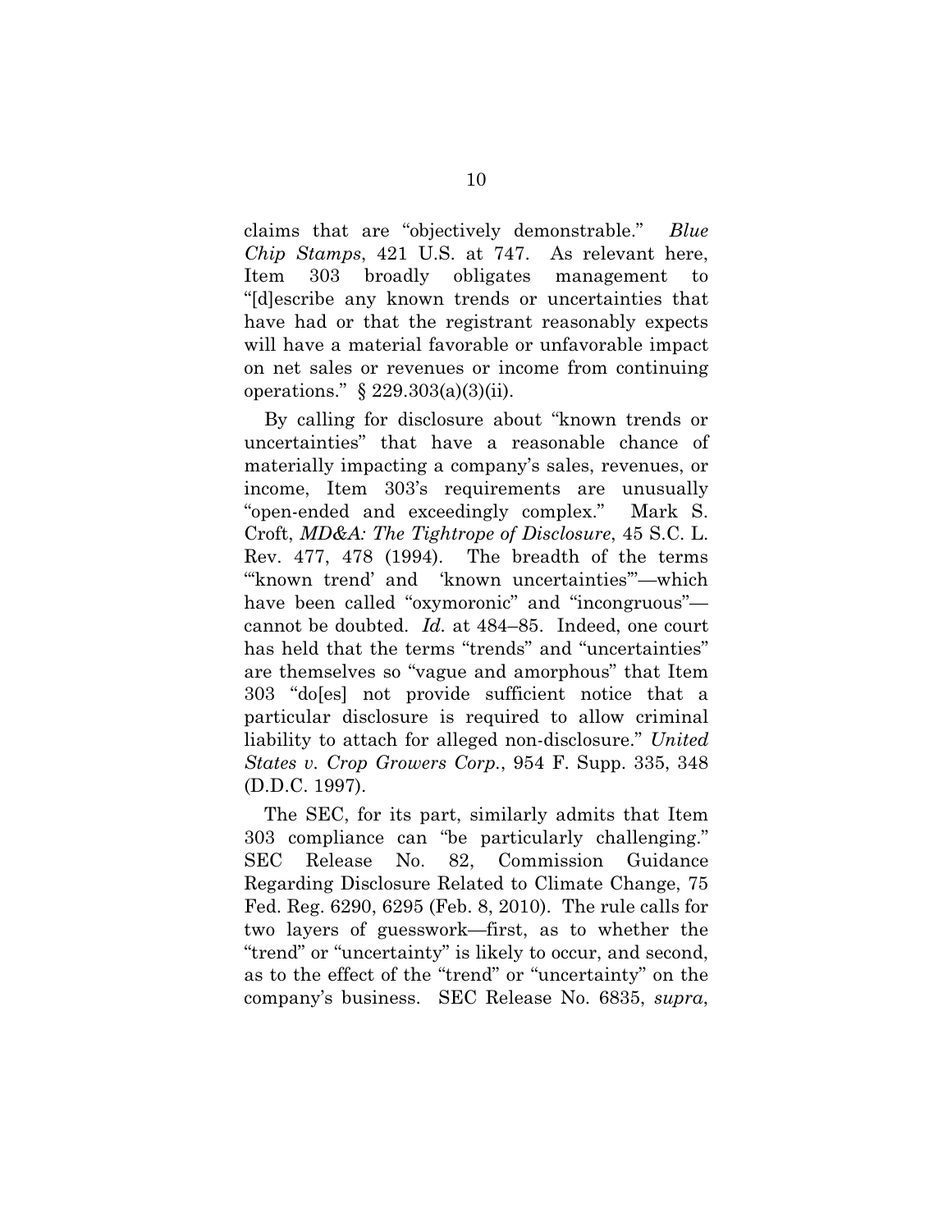claims that are "objectively demonstrable." *Blue Chip Stamps*, 421 U.S. at 747. As relevant here, Item 303 broadly obligates management to "[d]escribe any known trends or uncertainties that have had or that the registrant reasonably expects will have a material favorable or unfavorable impact on net sales or revenues or income from continuing operations." § 229.303(a)(3)(ii).

By calling for disclosure about "known trends or uncertainties" that have a reasonable chance of materially impacting a company's sales, revenues, or income, Item 303's requirements are unusually "open-ended and exceedingly complex." Mark S. Croft, *MD&A: The Tightrope of Disclosure*, 45 S.C. L. Rev. 477, 478 (1994). The breadth of the terms "'known trend' and 'known uncertainties'"—which have been called "oxymoronic" and "incongruous"—cannot be doubted. *Id.* at 484–85. Indeed, one court has held that the terms "trends" and "uncertainties" are themselves so "vague and amorphous" that Item 303 "do[es] not provide sufficient notice that a particular disclosure is required to allow criminal liability to attach for alleged non-disclosure." *United States v. Crop Growers Corp.*, 954 F. Supp. 335, 348 (D.D.C. 1997).

The SEC, for its part, similarly admits that Item 303 compliance can "be particularly challenging." SEC Release No. 82, Commission Guidance Regarding Disclosure Related to Climate Change, 75 Fed. Reg. 6290, 6295 (Feb. 8, 2010). The rule calls for two layers of guesswork—first, as to whether the "trend" or "uncertainty" is likely to occur, and second, as to the effect of the "trend" or "uncertainty" on the company's business. SEC Release No. 6835, *supra*,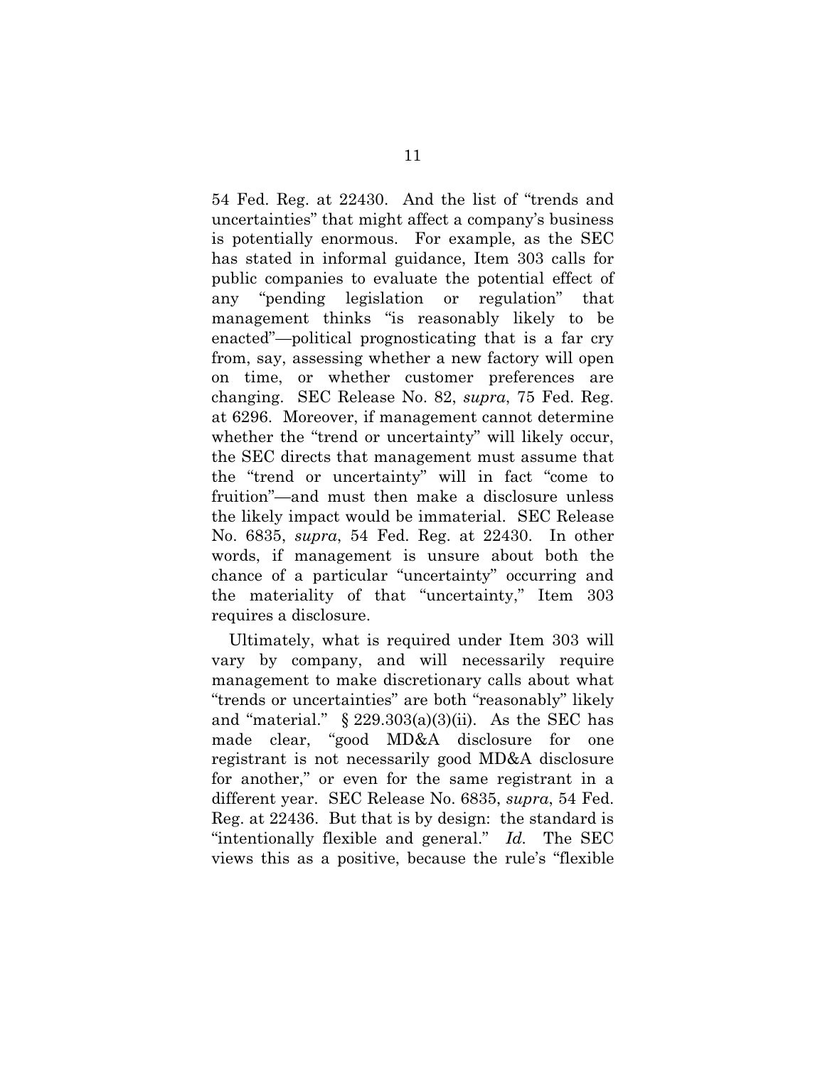54 Fed. Reg. at 22430. And the list of "trends and uncertainties" that might affect a company's business is potentially enormous. For example, as the SEC has stated in informal guidance, Item 303 calls for public companies to evaluate the potential effect of any "pending legislation or regulation" that management thinks "is reasonably likely to be enacted"—political prognosticating that is a far cry from, say, assessing whether a new factory will open on time, or whether customer preferences are changing. SEC Release No. 82, *supra*, 75 Fed. Reg. at 6296. Moreover, if management cannot determine whether the "trend or uncertainty" will likely occur, the SEC directs that management must assume that the "trend or uncertainty" will in fact "come to fruition"—and must then make a disclosure unless the likely impact would be immaterial. SEC Release No. 6835, *supra*, 54 Fed. Reg. at 22430. In other words, if management is unsure about both the chance of a particular "uncertainty" occurring and the materiality of that "uncertainty," Item 303 requires a disclosure.

Ultimately, what is required under Item 303 will vary by company, and will necessarily require management to make discretionary calls about what "trends or uncertainties" are both "reasonably" likely and "material." § 229.303(a)(3)(ii). As the SEC has made clear, "good MD&A disclosure for one registrant is not necessarily good MD&A disclosure for another," or even for the same registrant in a different year. SEC Release No. 6835, *supra*, 54 Fed. Reg. at 22436. But that is by design: the standard is "intentionally flexible and general." *Id.* The SEC views this as a positive, because the rule's "flexible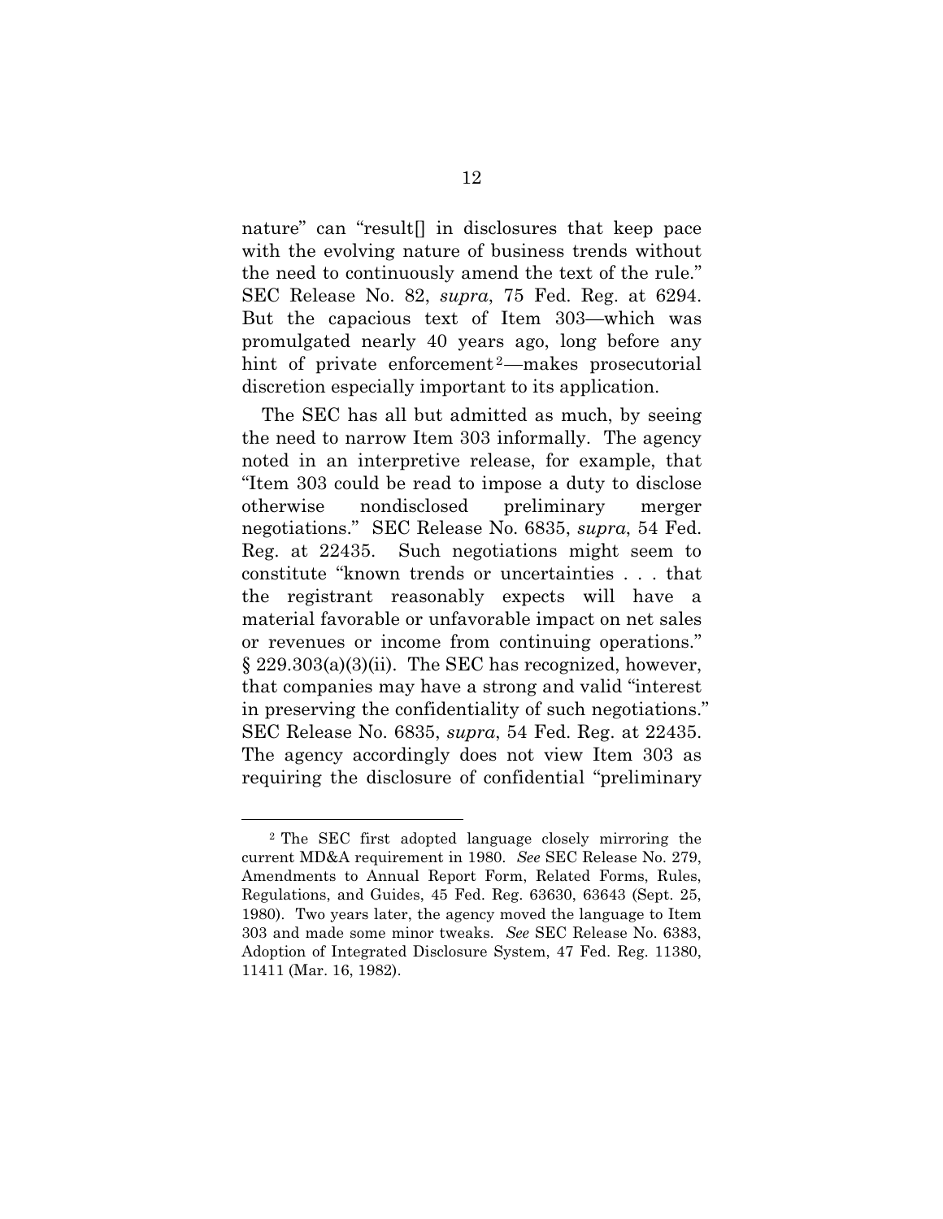nature" can "result[] in disclosures that keep pace with the evolving nature of business trends without the need to continuously amend the text of the rule." SEC Release No. 82, *supra*, 75 Fed. Reg. at 6294. But the capacious text of Item 303—which was promulgated nearly 40 years ago, long before any hint of private enforcement[2]—makes prosecutorial discretion especially important to its application.

The SEC has all but admitted as much, by seeing the need to narrow Item 303 informally. The agency noted in an interpretive release, for example, that "Item 303 could be read to impose a duty to disclose otherwise nondisclosed preliminary merger negotiations." SEC Release No. 6835, *supra*, 54 Fed. Reg. at 22435. Such negotiations might seem to constitute "known trends or uncertainties . . . that the registrant reasonably expects will have a material favorable or unfavorable impact on net sales or revenues or income from continuing operations." § 229.303(a)(3)(ii). The SEC has recognized, however, that companies may have a strong and valid "interest in preserving the confidentiality of such negotiations." SEC Release No. 6835, *supra*, 54 Fed. Reg. at 22435. The agency accordingly does not view Item 303 as requiring the disclosure of confidential "preliminary

---

[2] The SEC first adopted language closely mirroring the current MD&A requirement in 1980. *See* SEC Release No. 279, Amendments to Annual Report Form, Related Forms, Rules, Regulations, and Guides, 45 Fed. Reg. 63630, 63643 (Sept. 25, 1980). Two years later, the agency moved the language to Item 303 and made some minor tweaks. *See* SEC Release No. 6383, Adoption of Integrated Disclosure System, 47 Fed. Reg. 11380, 11411 (Mar. 16, 1982).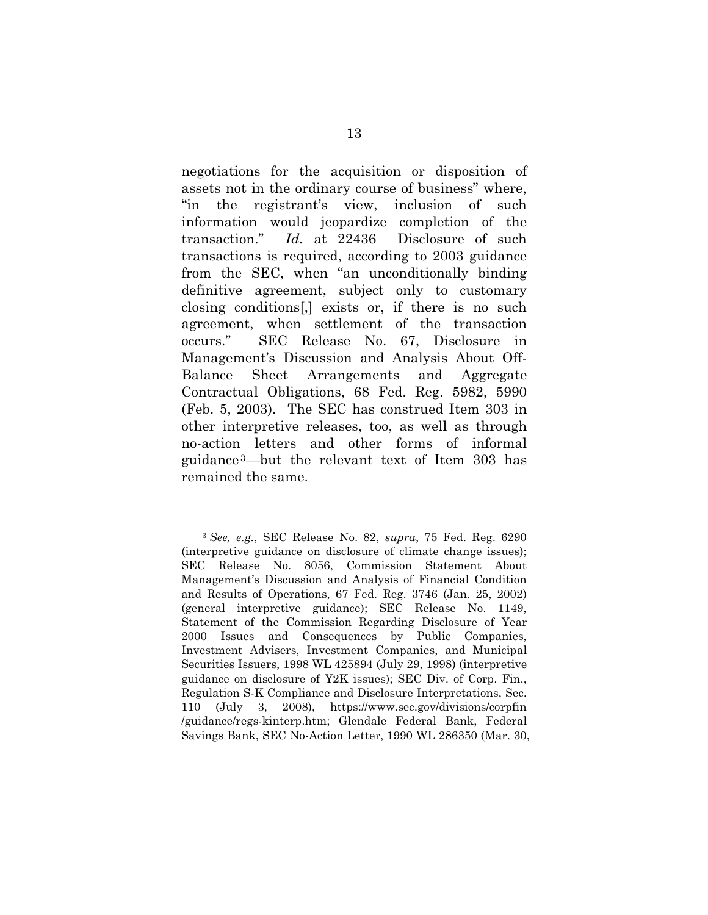negotiations for the acquisition or disposition of assets not in the ordinary course of business" where, "in the registrant's view, inclusion of such information would jeopardize completion of the transaction." *Id.* at 22436 Disclosure of such transactions is required, according to 2003 guidance from the SEC, when "an unconditionally binding definitive agreement, subject only to customary closing conditions[,] exists or, if there is no such agreement, when settlement of the transaction occurs." SEC Release No. 67, Disclosure in Management's Discussion and Analysis About Off-Balance Sheet Arrangements and Aggregate Contractual Obligations, 68 Fed. Reg. 5982, 5990 (Feb. 5, 2003). The SEC has construed Item 303 in other interpretive releases, too, as well as through no-action letters and other forms of informal guidance[3]—but the relevant text of Item 303 has remained the same.

---

[3] *See, e.g.*, SEC Release No. 82, *supra*, 75 Fed. Reg. 6290 (interpretive guidance on disclosure of climate change issues); SEC Release No. 8056, Commission Statement About Management's Discussion and Analysis of Financial Condition and Results of Operations, 67 Fed. Reg. 3746 (Jan. 25, 2002) (general interpretive guidance); SEC Release No. 1149, Statement of the Commission Regarding Disclosure of Year 2000 Issues and Consequences by Public Companies, Investment Advisers, Investment Companies, and Municipal Securities Issuers, 1998 WL 425894 (July 29, 1998) (interpretive guidance on disclosure of Y2K issues); SEC Div. of Corp. Fin., Regulation S-K Compliance and Disclosure Interpretations, Sec. 110 (July 3, 2008), https://www.sec.gov/divisions/corpfin/guidance/regs-kinterp.htm; Glendale Federal Bank, Federal Savings Bank, SEC No-Action Letter, 1990 WL 286350 (Mar. 30,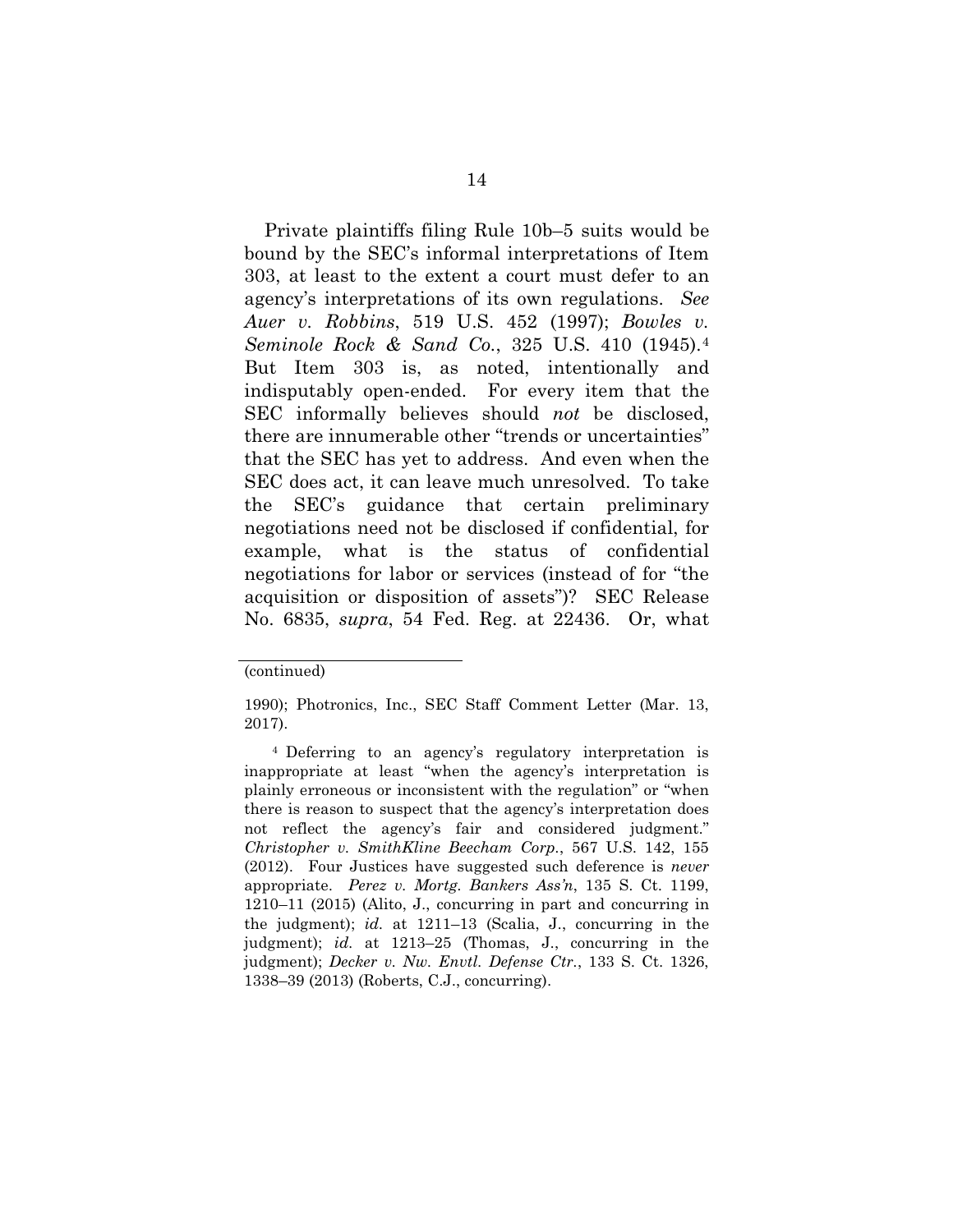Private plaintiffs filing Rule 10b–5 suits would be bound by the SEC's informal interpretations of Item 303, at least to the extent a court must defer to an agency's interpretations of its own regulations. *See Auer v. Robbins*, 519 U.S. 452 (1997); *Bowles v. Seminole Rock & Sand Co.*, 325 U.S. 410 (1945).[4] But Item 303 is, as noted, intentionally and indisputably open-ended. For every item that the SEC informally believes should *not* be disclosed, there are innumerable other "trends or uncertainties" that the SEC has yet to address. And even when the SEC does act, it can leave much unresolved. To take the SEC's guidance that certain preliminary negotiations need not be disclosed if confidential, for example, what is the status of confidential negotiations for labor or services (instead of for "the acquisition or disposition of assets")? SEC Release No. 6835, *supra*, 54 Fed. Reg. at 22436. Or, what

---

(continued)

1990); Photronics, Inc., SEC Staff Comment Letter (Mar. 13, 2017).

[4] Deferring to an agency's regulatory interpretation is inappropriate at least "when the agency's interpretation is plainly erroneous or inconsistent with the regulation" or "when there is reason to suspect that the agency's interpretation does not reflect the agency's fair and considered judgment." *Christopher v. SmithKline Beecham Corp.*, 567 U.S. 142, 155 (2012). Four Justices have suggested such deference is *never* appropriate. *Perez v. Mortg. Bankers Ass'n*, 135 S. Ct. 1199, 1210–11 (2015) (Alito, J., concurring in part and concurring in the judgment); *id.* at 1211–13 (Scalia, J., concurring in the judgment); *id.* at 1213–25 (Thomas, J., concurring in the judgment); *Decker v. Nw. Envtl. Defense Ctr.*, 133 S. Ct. 1326, 1338–39 (2013) (Roberts, C.J., concurring).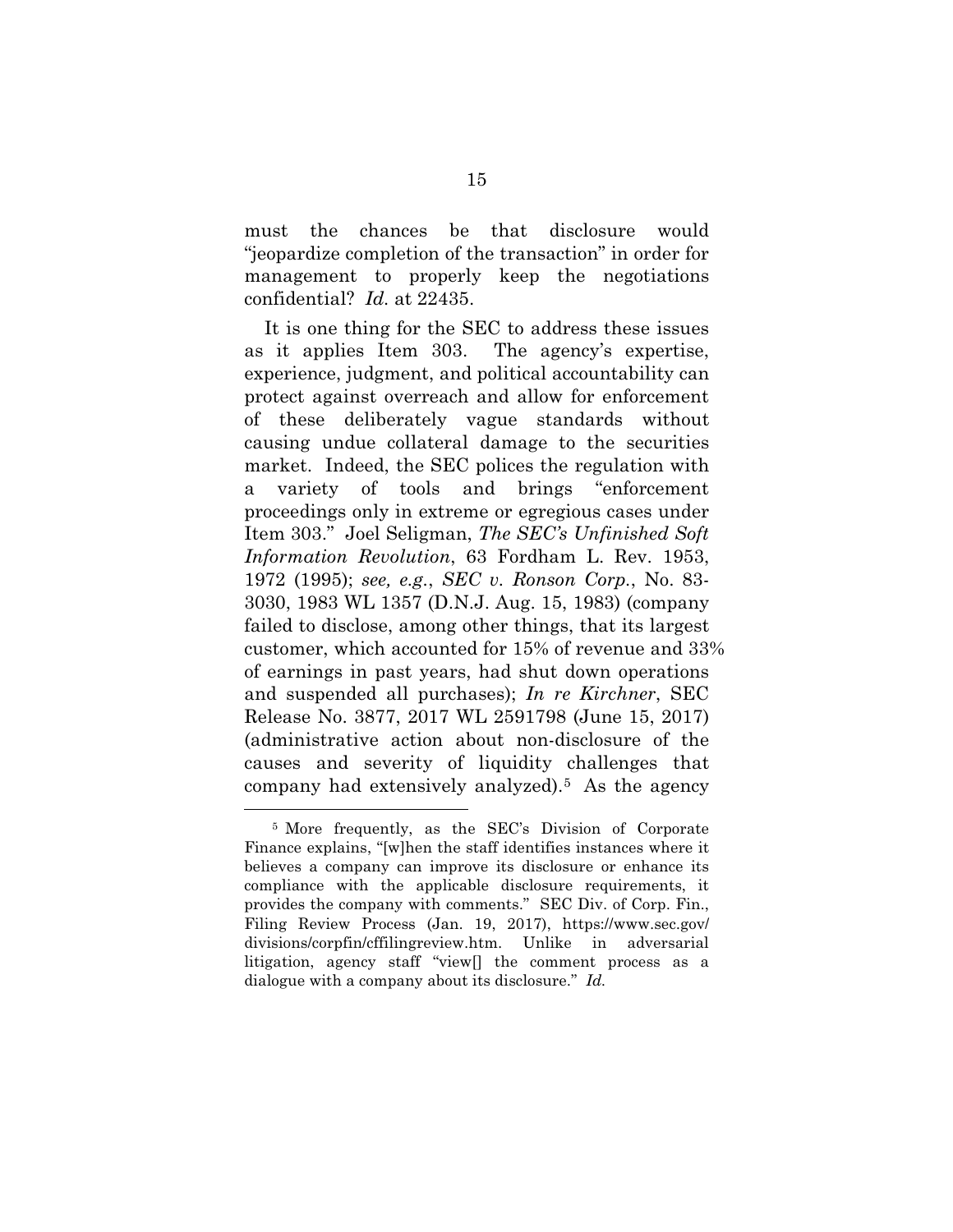must the chances be that disclosure would "jeopardize completion of the transaction" in order for management to properly keep the negotiations confidential? *Id.* at 22435.

It is one thing for the SEC to address these issues as it applies Item 303. The agency's expertise, experience, judgment, and political accountability can protect against overreach and allow for enforcement of these deliberately vague standards without causing undue collateral damage to the securities market. Indeed, the SEC polices the regulation with a variety of tools and brings "enforcement proceedings only in extreme or egregious cases under Item 303." Joel Seligman, *The SEC's Unfinished Soft Information Revolution*, 63 Fordham L. Rev. 1953, 1972 (1995); *see, e.g.*, *SEC v. Ronson Corp.*, No. 83-3030, 1983 WL 1357 (D.N.J. Aug. 15, 1983) (company failed to disclose, among other things, that its largest customer, which accounted for 15% of revenue and 33% of earnings in past years, had shut down operations and suspended all purchases); *In re Kirchner*, SEC Release No. 3877, 2017 WL 2591798 (June 15, 2017) (administrative action about non-disclosure of the causes and severity of liquidity challenges that company had extensively analyzed).[5] As the agency

---

[5] More frequently, as the SEC's Division of Corporate Finance explains, "[w]hen the staff identifies instances where it believes a company can improve its disclosure or enhance its compliance with the applicable disclosure requirements, it provides the company with comments." SEC Div. of Corp. Fin., Filing Review Process (Jan. 19, 2017), https://www.sec.gov/divisions/corpfin/cffilingreview.htm. Unlike in adversarial litigation, agency staff "view[] the comment process as a dialogue with a company about its disclosure." *Id.*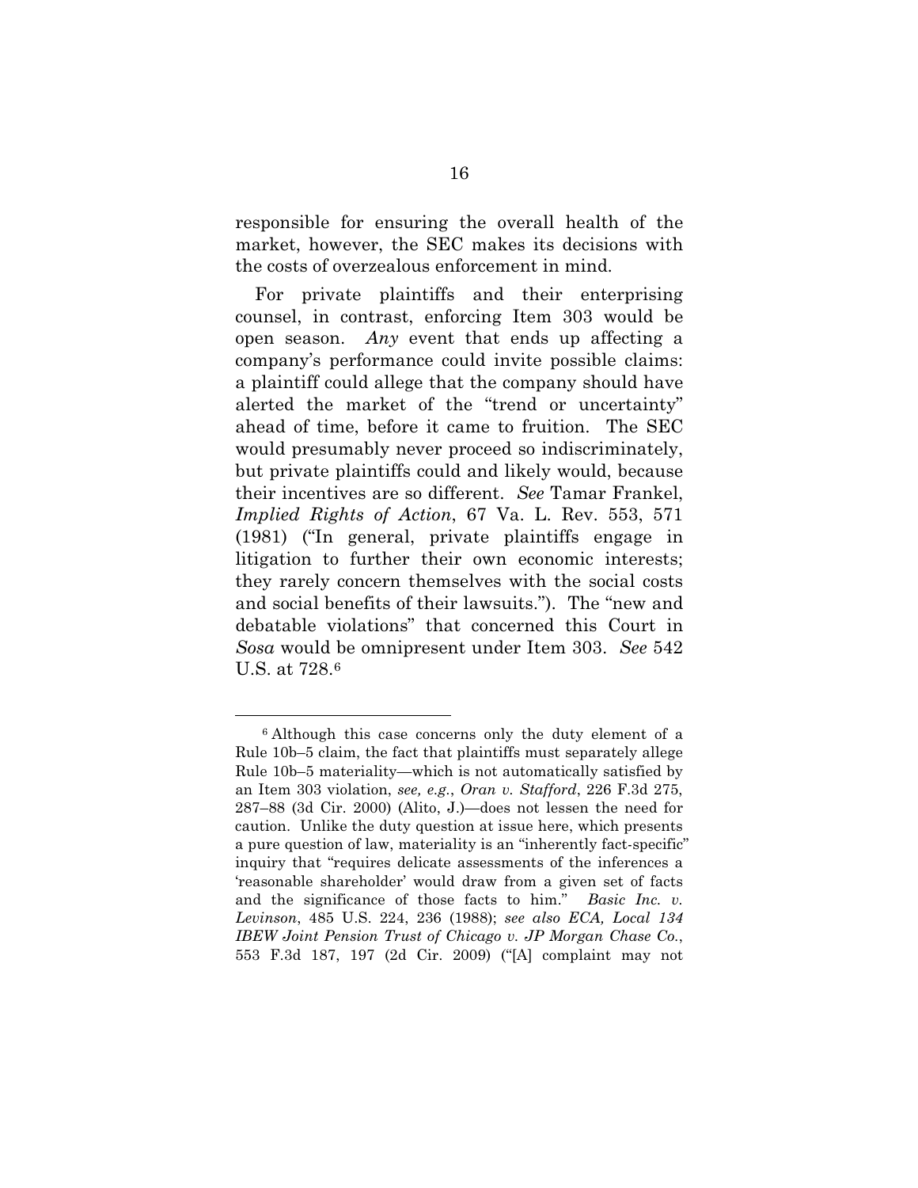responsible for ensuring the overall health of the market, however, the SEC makes its decisions with the costs of overzealous enforcement in mind.

For private plaintiffs and their enterprising counsel, in contrast, enforcing Item 303 would be open season. *Any* event that ends up affecting a company's performance could invite possible claims: a plaintiff could allege that the company should have alerted the market of the "trend or uncertainty" ahead of time, before it came to fruition. The SEC would presumably never proceed so indiscriminately, but private plaintiffs could and likely would, because their incentives are so different. *See* Tamar Frankel, *Implied Rights of Action*, 67 Va. L. Rev. 553, 571 (1981) ("In general, private plaintiffs engage in litigation to further their own economic interests; they rarely concern themselves with the social costs and social benefits of their lawsuits."). The "new and debatable violations" that concerned this Court in *Sosa* would be omnipresent under Item 303. *See* 542 U.S. at 728.[6]

---

[6] Although this case concerns only the duty element of a Rule 10b–5 claim, the fact that plaintiffs must separately allege Rule 10b–5 materiality—which is not automatically satisfied by an Item 303 violation, *see, e.g.*, *Oran v. Stafford*, 226 F.3d 275, 287–88 (3d Cir. 2000) (Alito, J.)—does not lessen the need for caution. Unlike the duty question at issue here, which presents a pure question of law, materiality is an "inherently fact-specific" inquiry that "requires delicate assessments of the inferences a 'reasonable shareholder' would draw from a given set of facts and the significance of those facts to him." *Basic Inc. v. Levinson*, 485 U.S. 224, 236 (1988); *see also ECA, Local 134 IBEW Joint Pension Trust of Chicago v. JP Morgan Chase Co.*, 553 F.3d 187, 197 (2d Cir. 2009) ("[A] complaint may not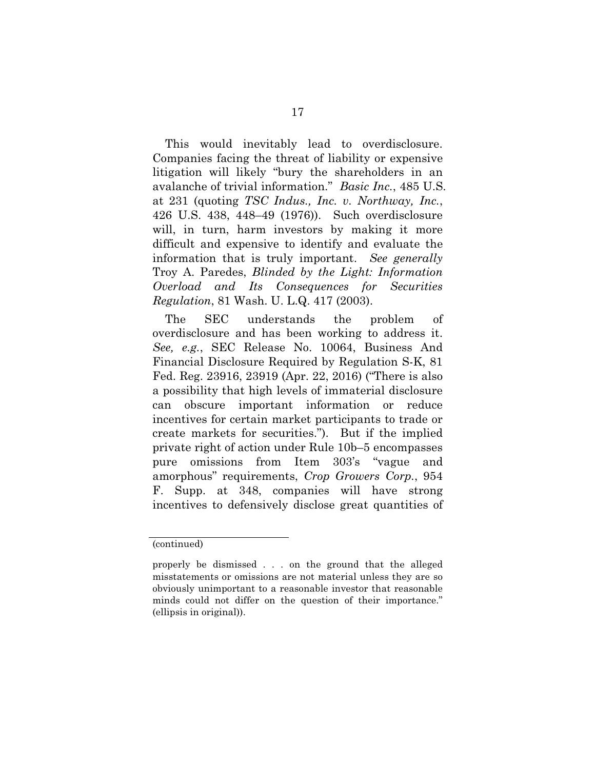This would inevitably lead to overdisclosure. Companies facing the threat of liability or expensive litigation will likely "bury the shareholders in an avalanche of trivial information." *Basic Inc.*, 485 U.S. at 231 (quoting *TSC Indus., Inc. v. Northway, Inc.*, 426 U.S. 438, 448–49 (1976)). Such overdisclosure will, in turn, harm investors by making it more difficult and expensive to identify and evaluate the information that is truly important. *See generally* Troy A. Paredes, *Blinded by the Light: Information Overload and Its Consequences for Securities Regulation*, 81 Wash. U. L.Q. 417 (2003).

The SEC understands the problem of overdisclosure and has been working to address it. *See, e.g.*, SEC Release No. 10064, Business And Financial Disclosure Required by Regulation S-K, 81 Fed. Reg. 23916, 23919 (Apr. 22, 2016) ("There is also a possibility that high levels of immaterial disclosure can obscure important information or reduce incentives for certain market participants to trade or create markets for securities."). But if the implied private right of action under Rule 10b–5 encompasses pure omissions from Item 303's "vague and amorphous" requirements, *Crop Growers Corp.*, 954 F. Supp. at 348, companies will have strong incentives to defensively disclose great quantities of

---

(continued)

properly be dismissed . . . on the ground that the alleged misstatements or omissions are not material unless they are so obviously unimportant to a reasonable investor that reasonable minds could not differ on the question of their importance." (ellipsis in original)).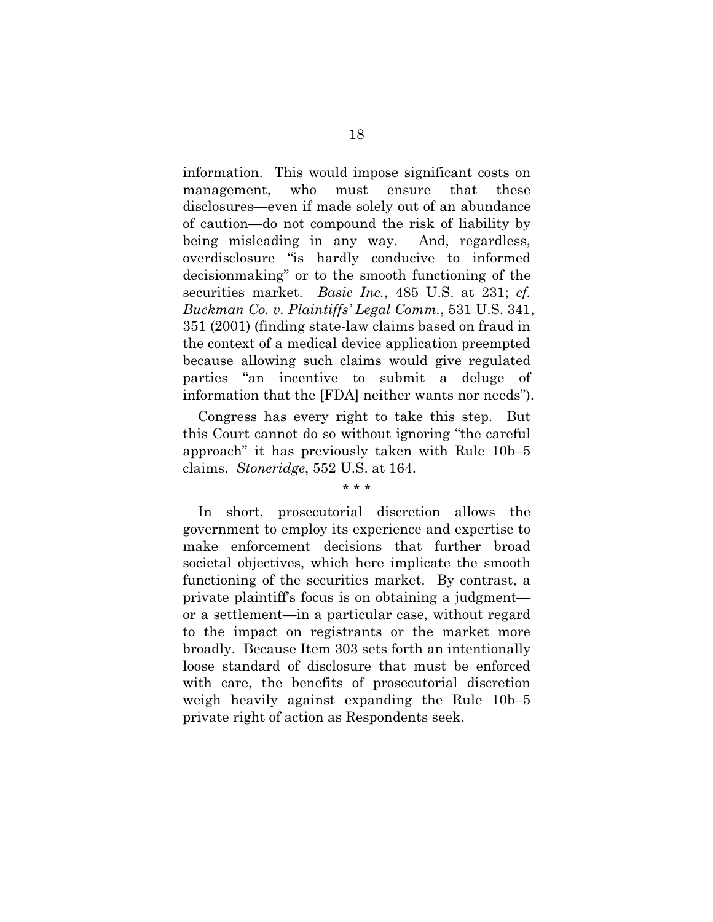information. This would impose significant costs on management, who must ensure that these disclosures—even if made solely out of an abundance of caution—do not compound the risk of liability by being misleading in any way. And, regardless, overdisclosure "is hardly conducive to informed decisionmaking" or to the smooth functioning of the securities market. *Basic Inc.*, 485 U.S. at 231; *cf. Buckman Co. v. Plaintiffs' Legal Comm.*, 531 U.S. 341, 351 (2001) (finding state-law claims based on fraud in the context of a medical device application preempted because allowing such claims would give regulated parties "an incentive to submit a deluge of information that the [FDA] neither wants nor needs").

Congress has every right to take this step. But this Court cannot do so without ignoring "the careful approach" it has previously taken with Rule 10b–5 claims. *Stoneridge*, 552 U.S. at 164.

\* \* \*

In short, prosecutorial discretion allows the government to employ its experience and expertise to make enforcement decisions that further broad societal objectives, which here implicate the smooth functioning of the securities market. By contrast, a private plaintiff's focus is on obtaining a judgment—or a settlement—in a particular case, without regard to the impact on registrants or the market more broadly. Because Item 303 sets forth an intentionally loose standard of disclosure that must be enforced with care, the benefits of prosecutorial discretion weigh heavily against expanding the Rule 10b–5 private right of action as Respondents seek.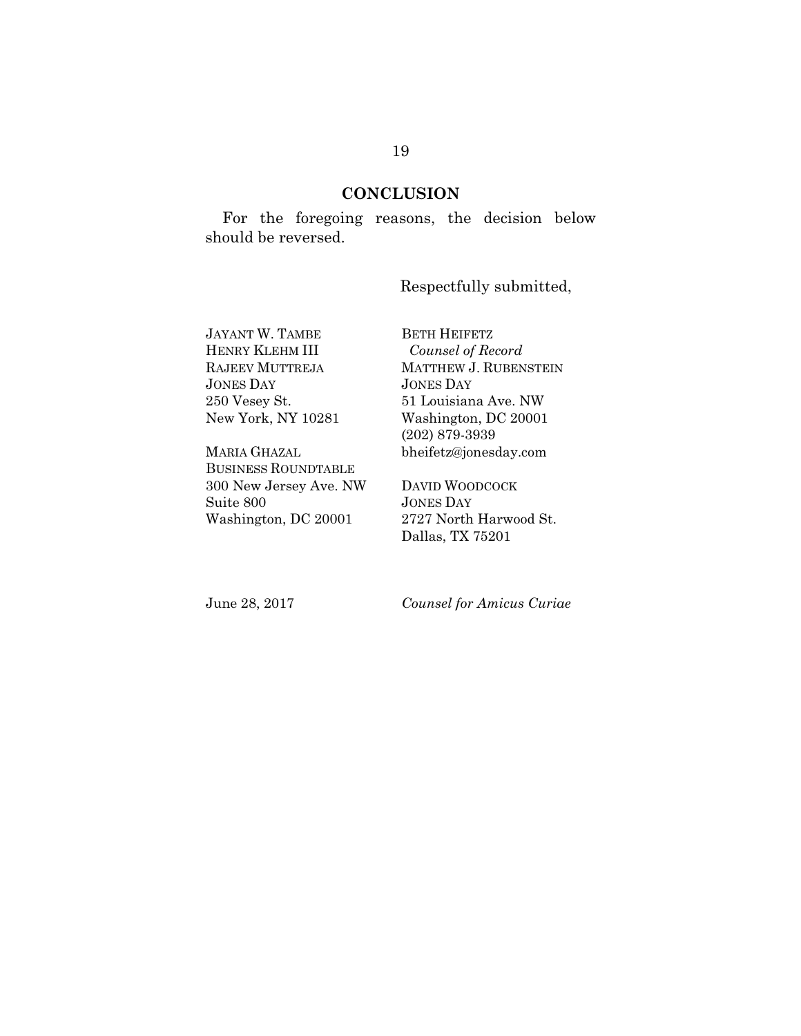## CONCLUSION

For the foregoing reasons, the decision below should be reversed.

Respectfully submitted,

JAYANT W. TAMBE
HENRY KLEHM III
RAJEEV MUTTREJA
JONES DAY
250 Vesey St.
New York, NY 10281

MARIA GHAZAL
BUSINESS ROUNDTABLE
300 New Jersey Ave. NW
Suite 800
Washington, DC 20001

BETH HEIFETZ
*Counsel of Record*
MATTHEW J. RUBENSTEIN
JONES DAY
51 Louisiana Ave. NW
Washington, DC 20001
(202) 879-3939
bheifetz@jonesday.com

DAVID WOODCOCK
JONES DAY
2727 North Harwood St.
Dallas, TX 75201

June 28, 2017

*Counsel for Amicus Curiae*